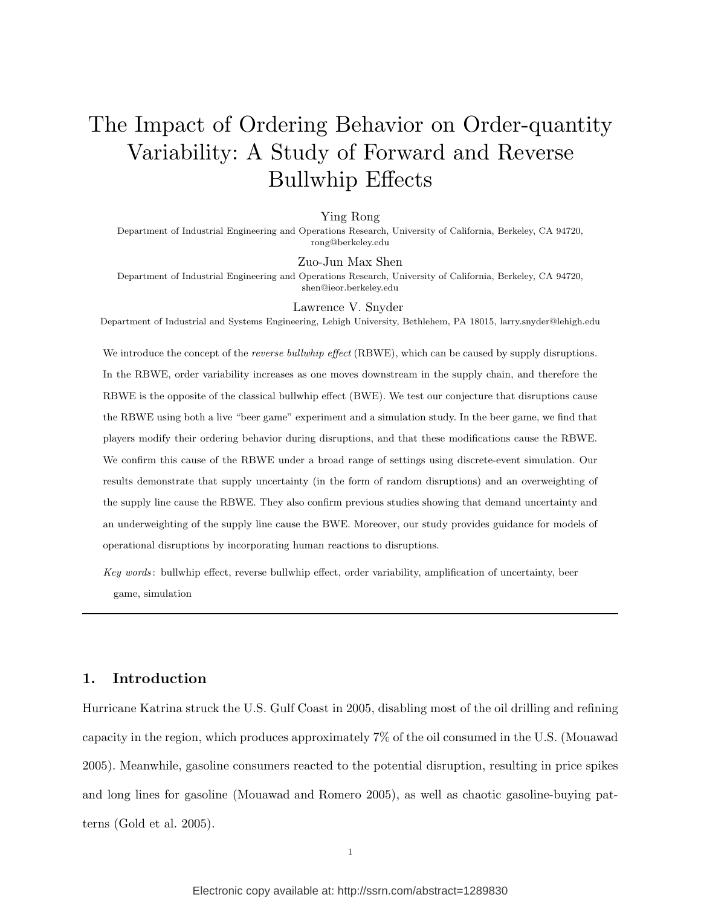# The Impact of Ordering Behavior on Order-quantity Variability: A Study of Forward and Reverse Bullwhip Effects

Ying Rong

Department of Industrial Engineering and Operations Research, University of California, Berkeley, CA 94720, rong@berkeley.edu

Zuo-Jun Max Shen

Department of Industrial Engineering and Operations Research, University of California, Berkeley, CA 94720, shen@ieor.berkeley.edu

Lawrence V. Snyder

Department of Industrial and Systems Engineering, Lehigh University, Bethlehem, PA 18015, larry.snyder@lehigh.edu

We introduce the concept of the *reverse bullwhip effect* (RBWE), which can be caused by supply disruptions. In the RBWE, order variability increases as one moves downstream in the supply chain, and therefore the RBWE is the opposite of the classical bullwhip effect (BWE). We test our conjecture that disruptions cause the RBWE using both a live "beer game" experiment and a simulation study. In the beer game, we find that players modify their ordering behavior during disruptions, and that these modifications cause the RBWE. We confirm this cause of the RBWE under a broad range of settings using discrete-event simulation. Our results demonstrate that supply uncertainty (in the form of random disruptions) and an overweighting of the supply line cause the RBWE. They also confirm previous studies showing that demand uncertainty and an underweighting of the supply line cause the BWE. Moreover, our study provides guidance for models of operational disruptions by incorporating human reactions to disruptions.

*Key words*: bullwhip effect, reverse bullwhip effect, order variability, amplification of uncertainty, beer game, simulation

## 1. Introduction

Hurricane Katrina struck the U.S. Gulf Coast in 2005, disabling most of the oil drilling and refining capacity in the region, which produces approximately 7% of the oil consumed in the U.S. (Mouawad 2005). Meanwhile, gasoline consumers reacted to the potential disruption, resulting in price spikes and long lines for gasoline (Mouawad and Romero 2005), as well as chaotic gasoline-buying patterns (Gold et al. 2005).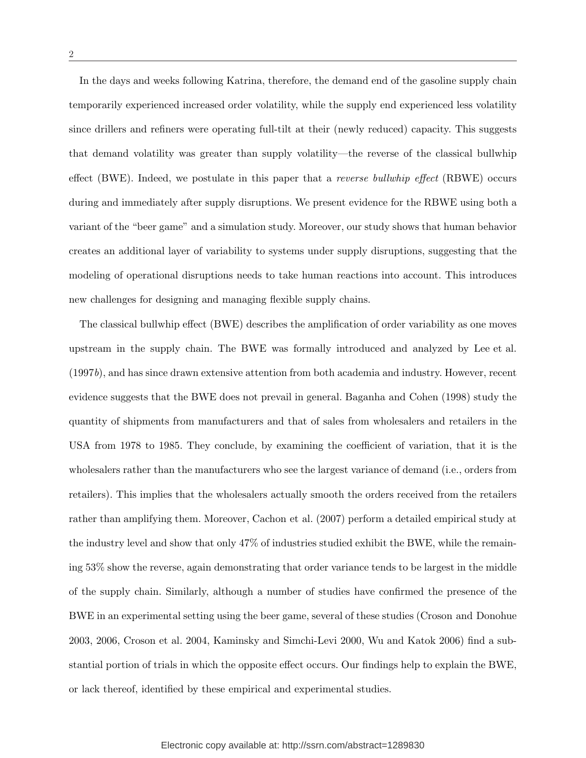In the days and weeks following Katrina, therefore, the demand end of the gasoline supply chain temporarily experienced increased order volatility, while the supply end experienced less volatility since drillers and refiners were operating full-tilt at their (newly reduced) capacity. This suggests that demand volatility was greater than supply volatility—the reverse of the classical bullwhip effect (BWE). Indeed, we postulate in this paper that a *reverse bullwhip effect* (RBWE) occurs during and immediately after supply disruptions. We present evidence for the RBWE using both a variant of the "beer game" and a simulation study. Moreover, our study shows that human behavior creates an additional layer of variability to systems under supply disruptions, suggesting that the modeling of operational disruptions needs to take human reactions into account. This introduces new challenges for designing and managing flexible supply chains.

The classical bullwhip effect (BWE) describes the amplification of order variability as one moves upstream in the supply chain. The BWE was formally introduced and analyzed by Lee et al. (1997*b*), and has since drawn extensive attention from both academia and industry. However, recent evidence suggests that the BWE does not prevail in general. Baganha and Cohen (1998) study the quantity of shipments from manufacturers and that of sales from wholesalers and retailers in the USA from 1978 to 1985. They conclude, by examining the coefficient of variation, that it is the wholesalers rather than the manufacturers who see the largest variance of demand (i.e., orders from retailers). This implies that the wholesalers actually smooth the orders received from the retailers rather than amplifying them. Moreover, Cachon et al. (2007) perform a detailed empirical study at the industry level and show that only 47% of industries studied exhibit the BWE, while the remaining 53% show the reverse, again demonstrating that order variance tends to be largest in the middle of the supply chain. Similarly, although a number of studies have confirmed the presence of the BWE in an experimental setting using the beer game, several of these studies (Croson and Donohue 2003, 2006, Croson et al. 2004, Kaminsky and Simchi-Levi 2000, Wu and Katok 2006) find a substantial portion of trials in which the opposite effect occurs. Our findings help to explain the BWE, or lack thereof, identified by these empirical and experimental studies.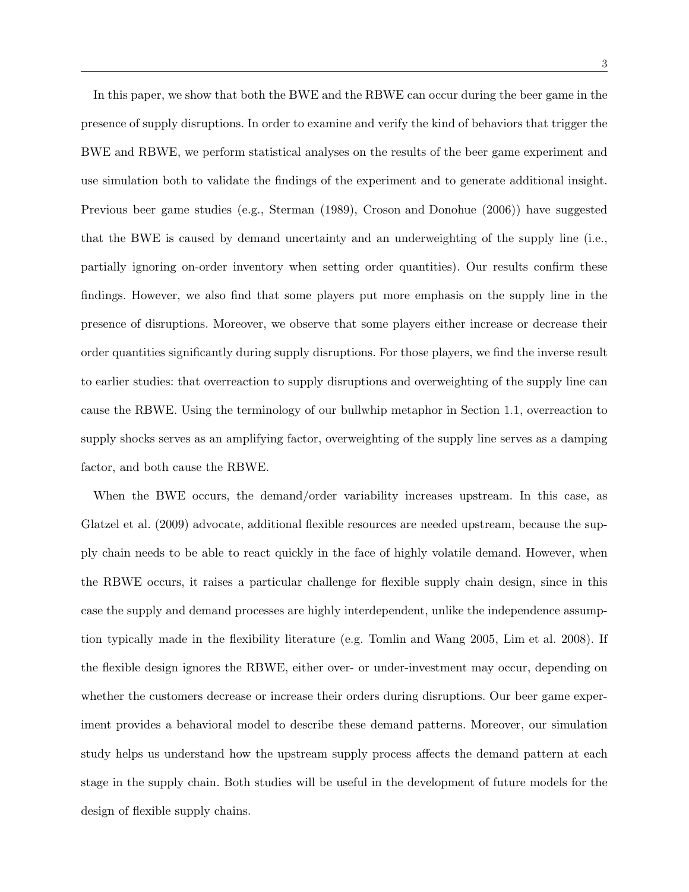In this paper, we show that both the BWE and the RBWE can occur during the beer game in the presence of supply disruptions. In order to examine and verify the kind of behaviors that trigger the BWE and RBWE, we perform statistical analyses on the results of the beer game experiment and use simulation both to validate the findings of the experiment and to generate additional insight. Previous beer game studies (e.g., Sterman (1989), Croson and Donohue (2006)) have suggested that the BWE is caused by demand uncertainty and an underweighting of the supply line (i.e., partially ignoring on-order inventory when setting order quantities). Our results confirm these findings. However, we also find that some players put more emphasis on the supply line in the presence of disruptions. Moreover, we observe that some players either increase or decrease their order quantities significantly during supply disruptions. For those players, we find the inverse result to earlier studies: that overreaction to supply disruptions and overweighting of the supply line can cause the RBWE. Using the terminology of our bullwhip metaphor in Section 1.1, overreaction to supply shocks serves as an amplifying factor, overweighting of the supply line serves as a damping factor, and both cause the RBWE.

When the BWE occurs, the demand/order variability increases upstream. In this case, as Glatzel et al. (2009) advocate, additional flexible resources are needed upstream, because the supply chain needs to be able to react quickly in the face of highly volatile demand. However, when the RBWE occurs, it raises a particular challenge for flexible supply chain design, since in this case the supply and demand processes are highly interdependent, unlike the independence assumption typically made in the flexibility literature (e.g. Tomlin and Wang 2005, Lim et al. 2008). If the flexible design ignores the RBWE, either over- or under-investment may occur, depending on whether the customers decrease or increase their orders during disruptions. Our beer game experiment provides a behavioral model to describe these demand patterns. Moreover, our simulation study helps us understand how the upstream supply process affects the demand pattern at each stage in the supply chain. Both studies will be useful in the development of future models for the design of flexible supply chains.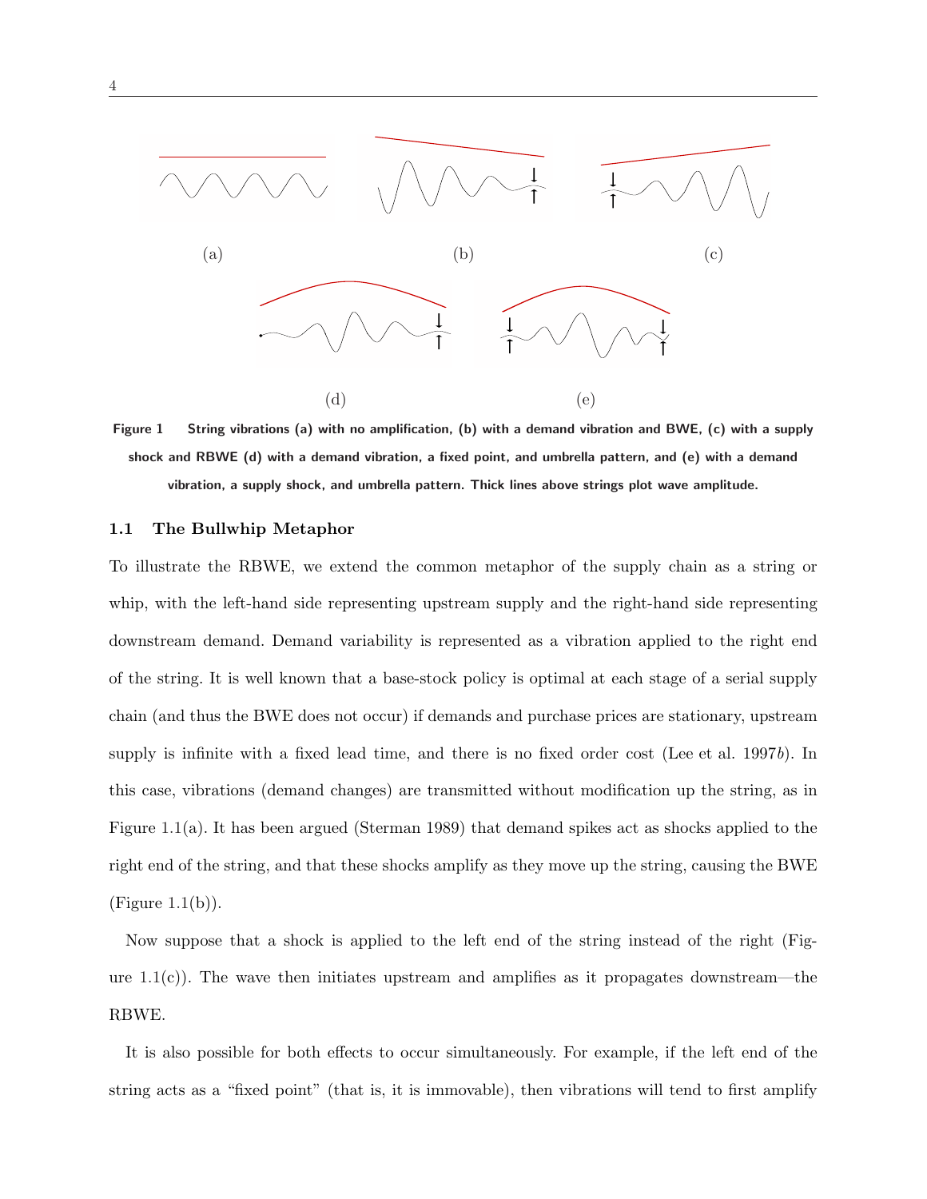(a)

(b)

(c)

(d)

(e)

**Figure 1 String vibrations (a) with no amplification, (b) with a demand vibration and BWE, (c) with a supply shock and RBWE (d) with a demand vibration, a fixed point, and umbrella pattern, and (e) with a demand vibration, a supply shock, and umbrella pattern. Thick lines above strings plot wave amplitude.**

### 1.1 The Bullwhip Metaphor

To illustrate the RBWE, we extend the common metaphor of the supply chain as a string or whip, with the left-hand side representing upstream supply and the right-hand side representing downstream demand. Demand variability is represented as a vibration applied to the right end of the string. It is well known that a base-stock policy is optimal at each stage of a serial supply chain (and thus the BWE does not occur) if demands and purchase prices are stationary, upstream supply is infinite with a fixed lead time, and there is no fixed order cost (Lee et al. 1997*b*). In this case, vibrations (demand changes) are transmitted without modification up the string, as in Figure 1.1(a). It has been argued (Sterman 1989) that demand spikes act as shocks applied to the right end of the string, and that these shocks amplify as they move up the string, causing the BWE (Figure 1.1(b)).

Now suppose that a shock is applied to the left end of the string instead of the right (Figure 1.1(c)). The wave then initiates upstream and amplifies as it propagates downstream—the RBWE.

It is also possible for both effects to occur simultaneously. For example, if the left end of the string acts as a "fixed point" (that is, it is immovable), then vibrations will tend to first amplify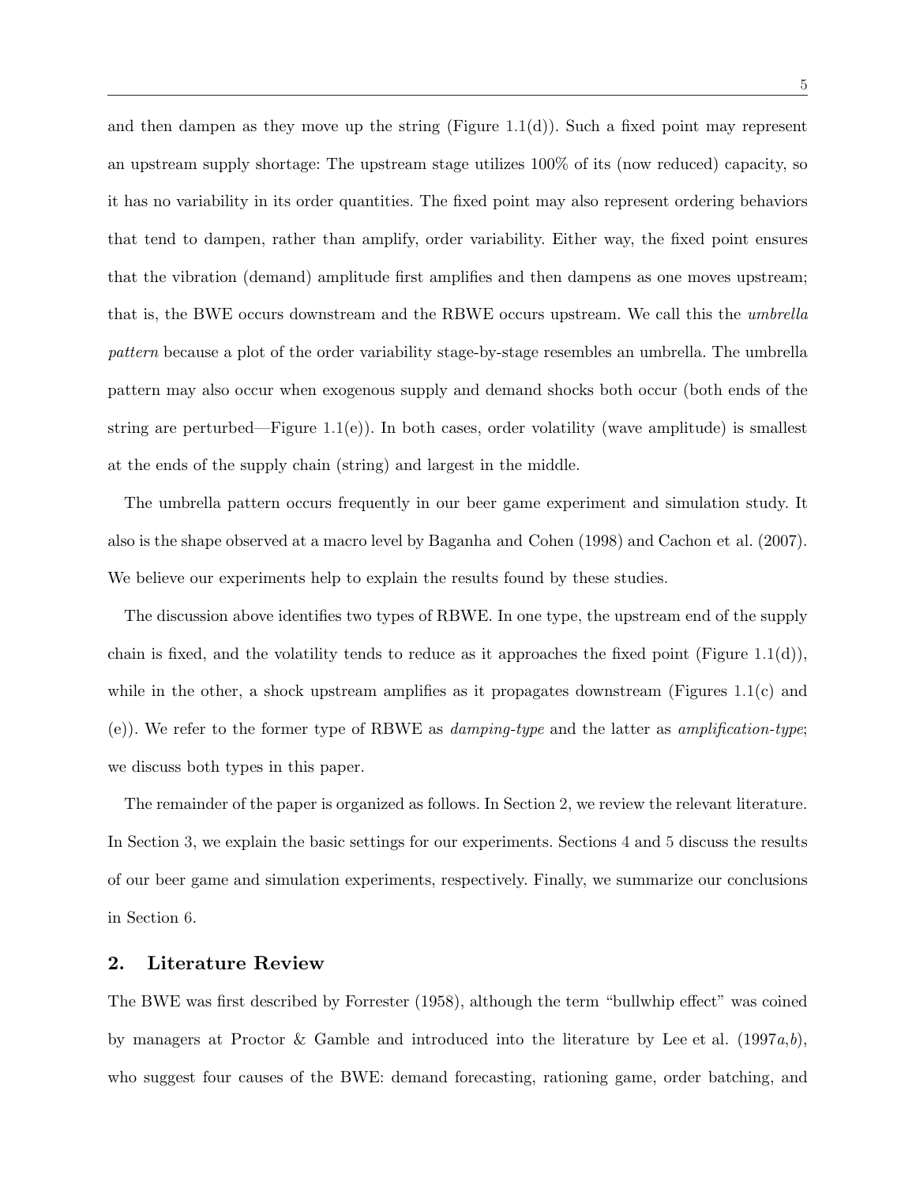and then dampen as they move up the string (Figure 1.1(d)). Such a fixed point may represent an upstream supply shortage: The upstream stage utilizes 100% of its (now reduced) capacity, so it has no variability in its order quantities. The fixed point may also represent ordering behaviors that tend to dampen, rather than amplify, order variability. Either way, the fixed point ensures that the vibration (demand) amplitude first amplifies and then dampens as one moves upstream; that is, the BWE occurs downstream and the RBWE occurs upstream. We call this the *umbrella pattern* because a plot of the order variability stage-by-stage resembles an umbrella. The umbrella pattern may also occur when exogenous supply and demand shocks both occur (both ends of the string are perturbed—Figure 1.1(e)). In both cases, order volatility (wave amplitude) is smallest at the ends of the supply chain (string) and largest in the middle.

The umbrella pattern occurs frequently in our beer game experiment and simulation study. It also is the shape observed at a macro level by Baganha and Cohen (1998) and Cachon et al. (2007). We believe our experiments help to explain the results found by these studies.

The discussion above identifies two types of RBWE. In one type, the upstream end of the supply chain is fixed, and the volatility tends to reduce as it approaches the fixed point (Figure 1.1(d)), while in the other, a shock upstream amplifies as it propagates downstream (Figures 1.1(c) and (e)). We refer to the former type of RBWE as *damping-type* and the latter as *amplification-type*; we discuss both types in this paper.

The remainder of the paper is organized as follows. In Section 2, we review the relevant literature. In Section 3, we explain the basic settings for our experiments. Sections 4 and 5 discuss the results of our beer game and simulation experiments, respectively. Finally, we summarize our conclusions in Section 6.

## 2. Literature Review

The BWE was first described by Forrester (1958), although the term "bullwhip effect" was coined by managers at Proctor & Gamble and introduced into the literature by Lee et al. (1997*a*,*b*), who suggest four causes of the BWE: demand forecasting, rationing game, order batching, and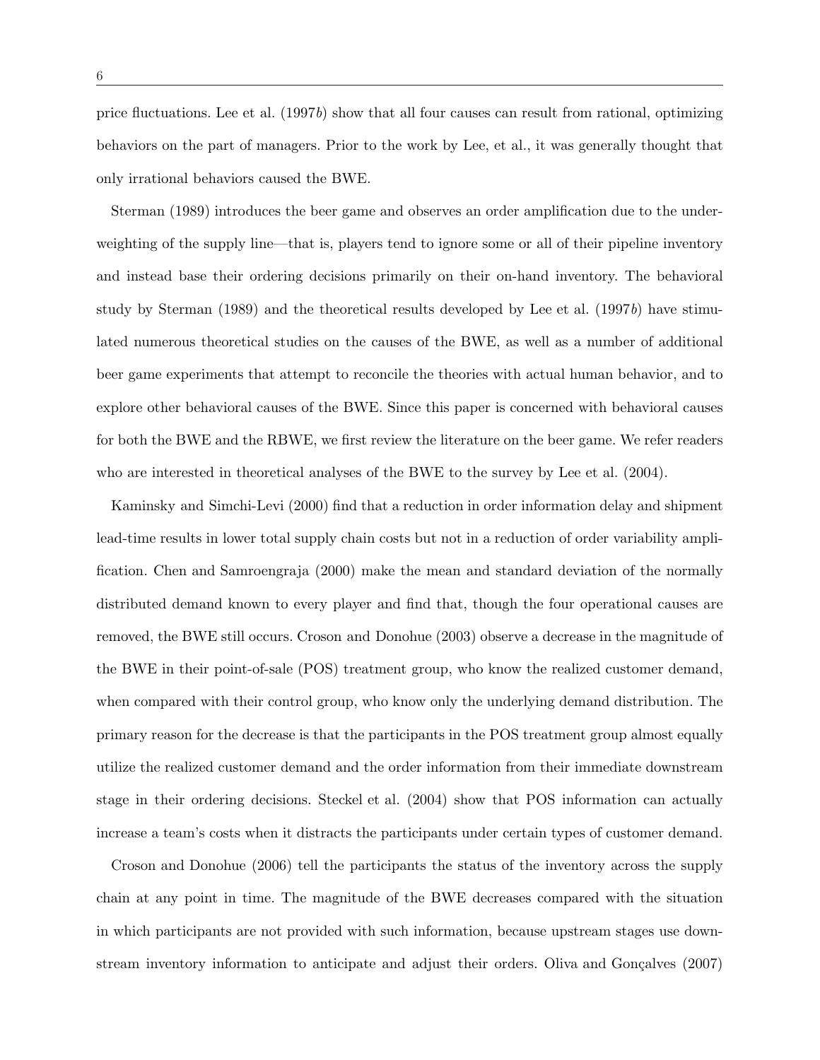price fluctuations. Lee et al. (1997*b*) show that all four causes can result from rational, optimizing behaviors on the part of managers. Prior to the work by Lee, et al., it was generally thought that only irrational behaviors caused the BWE.

Sterman (1989) introduces the beer game and observes an order amplification due to the underweighting of the supply line—that is, players tend to ignore some or all of their pipeline inventory and instead base their ordering decisions primarily on their on-hand inventory. The behavioral study by Sterman (1989) and the theoretical results developed by Lee et al. (1997*b*) have stimulated numerous theoretical studies on the causes of the BWE, as well as a number of additional beer game experiments that attempt to reconcile the theories with actual human behavior, and to explore other behavioral causes of the BWE. Since this paper is concerned with behavioral causes for both the BWE and the RBWE, we first review the literature on the beer game. We refer readers who are interested in theoretical analyses of the BWE to the survey by Lee et al. (2004).

Kaminsky and Simchi-Levi (2000) find that a reduction in order information delay and shipment lead-time results in lower total supply chain costs but not in a reduction of order variability amplification. Chen and Samroengraja (2000) make the mean and standard deviation of the normally distributed demand known to every player and find that, though the four operational causes are removed, the BWE still occurs. Croson and Donohue (2003) observe a decrease in the magnitude of the BWE in their point-of-sale (POS) treatment group, who know the realized customer demand, when compared with their control group, who know only the underlying demand distribution. The primary reason for the decrease is that the participants in the POS treatment group almost equally utilize the realized customer demand and the order information from their immediate downstream stage in their ordering decisions. Steckel et al. (2004) show that POS information can actually increase a team's costs when it distracts the participants under certain types of customer demand.

Croson and Donohue (2006) tell the participants the status of the inventory across the supply chain at any point in time. The magnitude of the BWE decreases compared with the situation in which participants are not provided with such information, because upstream stages use downstream inventory information to anticipate and adjust their orders. Oliva and Gonçalves (2007)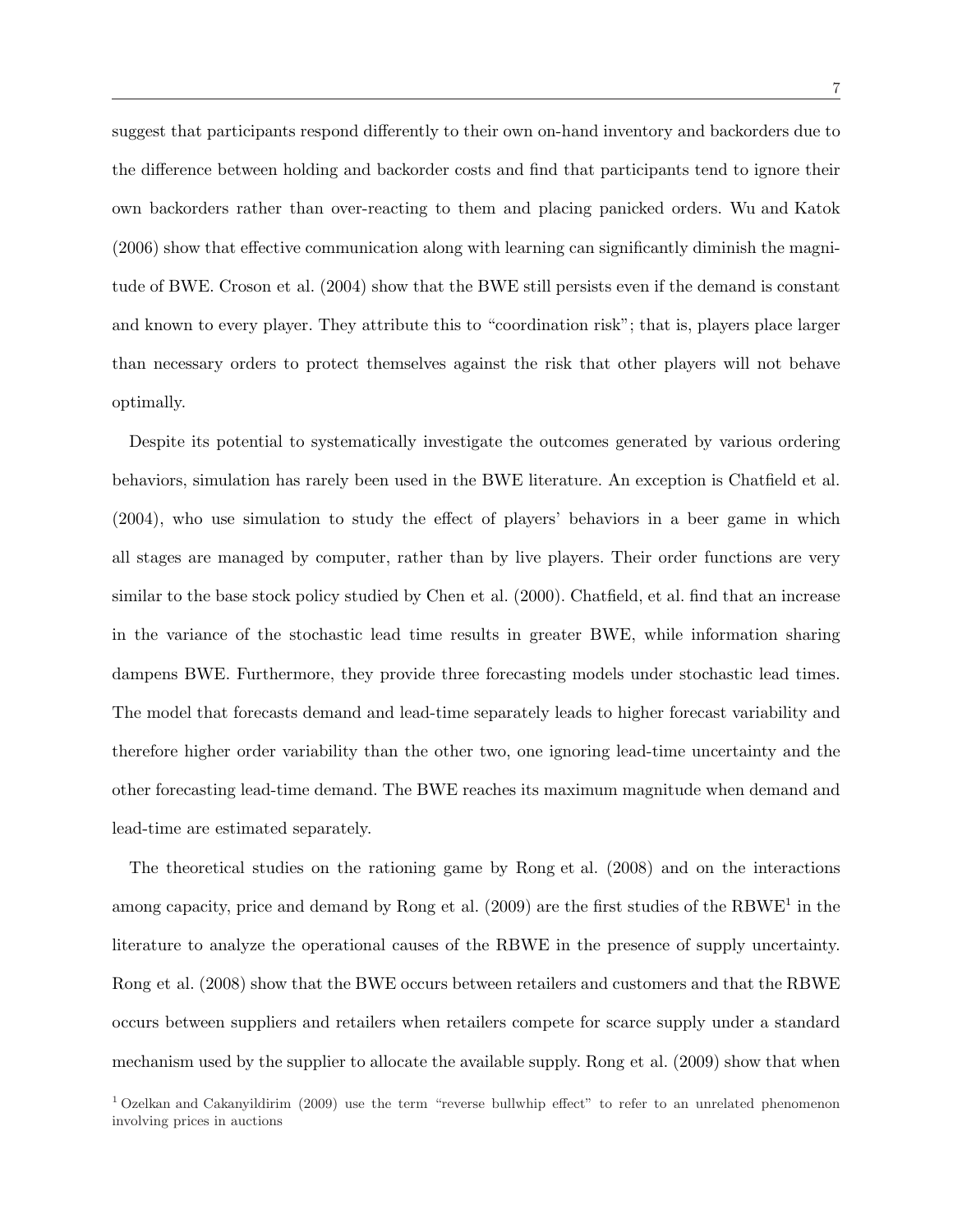suggest that participants respond differently to their own on-hand inventory and backorders due to the difference between holding and backorder costs and find that participants tend to ignore their own backorders rather than over-reacting to them and placing panicked orders. Wu and Katok (2006) show that effective communication along with learning can significantly diminish the magnitude of BWE. Croson et al. (2004) show that the BWE still persists even if the demand is constant and known to every player. They attribute this to "coordination risk"; that is, players place larger than necessary orders to protect themselves against the risk that other players will not behave optimally.

Despite its potential to systematically investigate the outcomes generated by various ordering behaviors, simulation has rarely been used in the BWE literature. An exception is Chatfield et al. (2004), who use simulation to study the effect of players' behaviors in a beer game in which all stages are managed by computer, rather than by live players. Their order functions are very similar to the base stock policy studied by Chen et al. (2000). Chatfield, et al. find that an increase in the variance of the stochastic lead time results in greater BWE, while information sharing dampens BWE. Furthermore, they provide three forecasting models under stochastic lead times. The model that forecasts demand and lead-time separately leads to higher forecast variability and therefore higher order variability than the other two, one ignoring lead-time uncertainty and the other forecasting lead-time demand. The BWE reaches its maximum magnitude when demand and lead-time are estimated separately.

The theoretical studies on the rationing game by Rong et al. (2008) and on the interactions among capacity, price and demand by Rong et al. (2009) are the first studies of the RBWE[1] in the literature to analyze the operational causes of the RBWE in the presence of supply uncertainty. Rong et al. (2008) show that the BWE occurs between retailers and customers and that the RBWE occurs between suppliers and retailers when retailers compete for scarce supply under a standard mechanism used by the supplier to allocate the available supply. Rong et al. (2009) show that when

[1] Ozelkan and Cakanyildirim (2009) use the term "reverse bullwhip effect" to refer to an unrelated phenomenon involving prices in auctions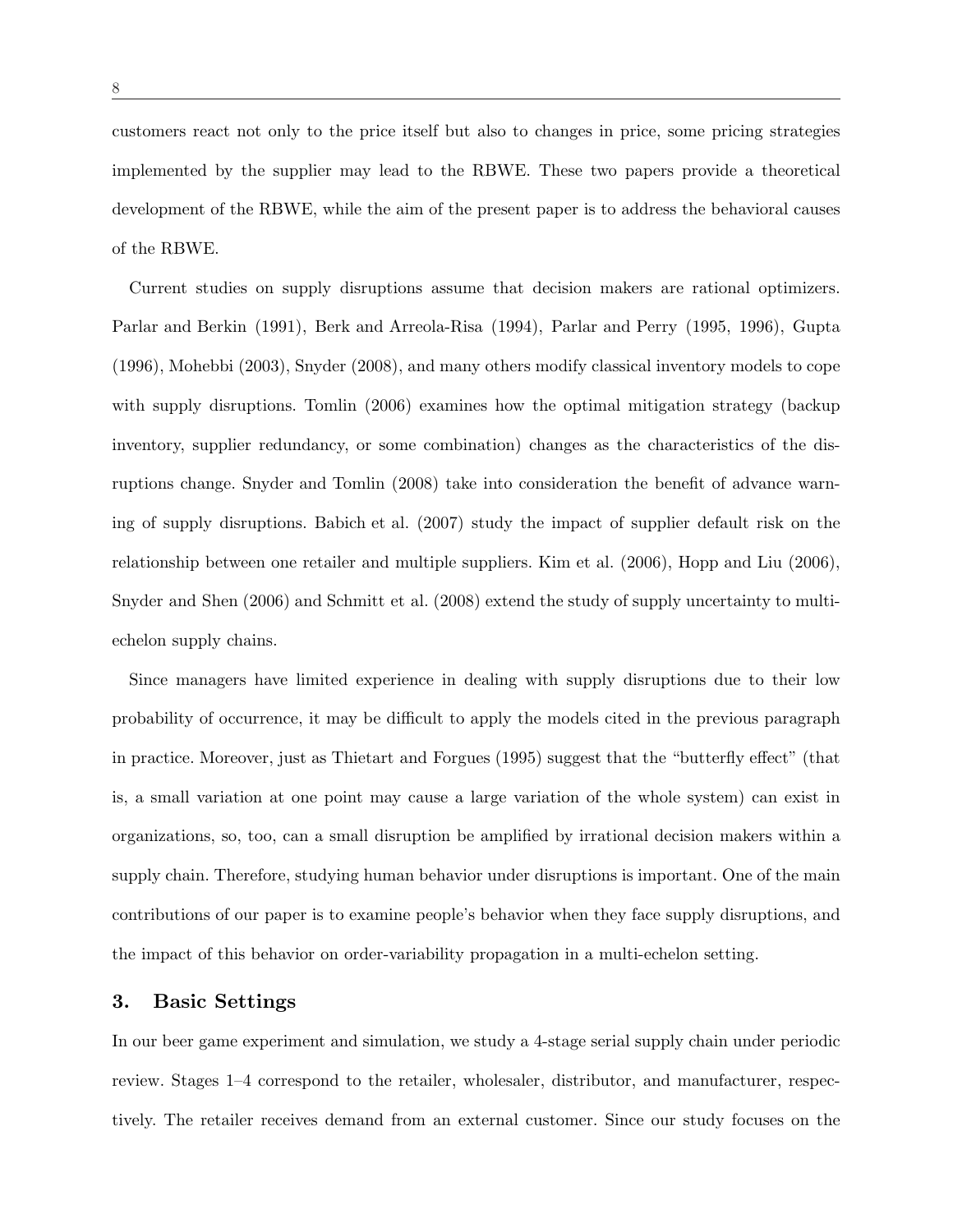customers react not only to the price itself but also to changes in price, some pricing strategies implemented by the supplier may lead to the RBWE. These two papers provide a theoretical development of the RBWE, while the aim of the present paper is to address the behavioral causes of the RBWE.

Current studies on supply disruptions assume that decision makers are rational optimizers. Parlar and Berkin (1991), Berk and Arreola-Risa (1994), Parlar and Perry (1995, 1996), Gupta (1996), Mohebbi (2003), Snyder (2008), and many others modify classical inventory models to cope with supply disruptions. Tomlin (2006) examines how the optimal mitigation strategy (backup inventory, supplier redundancy, or some combination) changes as the characteristics of the disruptions change. Snyder and Tomlin (2008) take into consideration the benefit of advance warning of supply disruptions. Babich et al. (2007) study the impact of supplier default risk on the relationship between one retailer and multiple suppliers. Kim et al. (2006), Hopp and Liu (2006), Snyder and Shen (2006) and Schmitt et al. (2008) extend the study of supply uncertainty to multi-echelon supply chains.

Since managers have limited experience in dealing with supply disruptions due to their low probability of occurrence, it may be difficult to apply the models cited in the previous paragraph in practice. Moreover, just as Thietart and Forgues (1995) suggest that the "butterfly effect" (that is, a small variation at one point may cause a large variation of the whole system) can exist in organizations, so, too, can a small disruption be amplified by irrational decision makers within a supply chain. Therefore, studying human behavior under disruptions is important. One of the main contributions of our paper is to examine people's behavior when they face supply disruptions, and the impact of this behavior on order-variability propagation in a multi-echelon setting.

## 3. Basic Settings

In our beer game experiment and simulation, we study a 4-stage serial supply chain under periodic review. Stages 1–4 correspond to the retailer, wholesaler, distributor, and manufacturer, respectively. The retailer receives demand from an external customer. Since our study focuses on the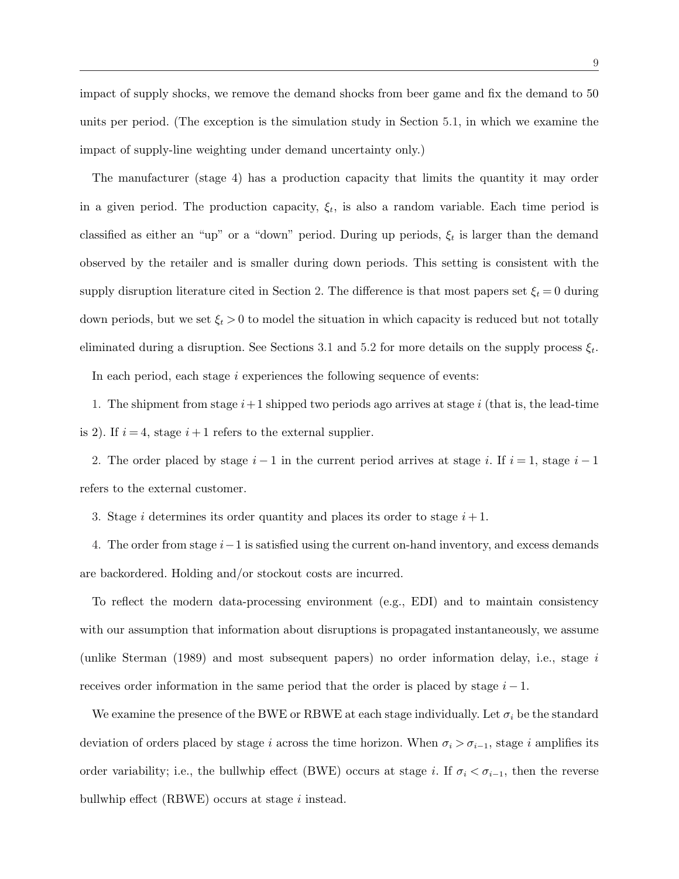impact of supply shocks, we remove the demand shocks from beer game and fix the demand to 50 units per period. (The exception is the simulation study in Section 5.1, in which we examine the impact of supply-line weighting under demand uncertainty only.)

The manufacturer (stage 4) has a production capacity that limits the quantity it may order in a given period. The production capacity, $\xi_t$, is also a random variable. Each time period is classified as either an "up" or a "down" period. During up periods, $\xi_t$ is larger than the demand observed by the retailer and is smaller during down periods. This setting is consistent with the supply disruption literature cited in Section 2. The difference is that most papers set $\xi_t = 0$ during down periods, but we set $\xi_t > 0$ to model the situation in which capacity is reduced but not totally eliminated during a disruption. See Sections 3.1 and 5.2 for more details on the supply process $\xi_t$.

In each period, each stage $i$ experiences the following sequence of events:

1. The shipment from stage $i+1$ shipped two periods ago arrives at stage $i$ (that is, the lead-time is 2). If $i = 4$, stage $i+1$ refers to the external supplier.

2. The order placed by stage $i-1$ in the current period arrives at stage $i$. If $i = 1$, stage $i-1$ refers to the external customer.

3. Stage $i$ determines its order quantity and places its order to stage $i+1$.

4. The order from stage $i-1$ is satisfied using the current on-hand inventory, and excess demands are backordered. Holding and/or stockout costs are incurred.

To reflect the modern data-processing environment (e.g., EDI) and to maintain consistency with our assumption that information about disruptions is propagated instantaneously, we assume (unlike Sterman (1989) and most subsequent papers) no order information delay, i.e., stage $i$ receives order information in the same period that the order is placed by stage $i-1$.

We examine the presence of the BWE or RBWE at each stage individually. Let $\sigma_i$ be the standard deviation of orders placed by stage $i$ across the time horizon. When $\sigma_i > \sigma_{i-1}$, stage $i$ amplifies its order variability; i.e., the bullwhip effect (BWE) occurs at stage $i$. If $\sigma_i < \sigma_{i-1}$, then the reverse bullwhip effect (RBWE) occurs at stage $i$ instead.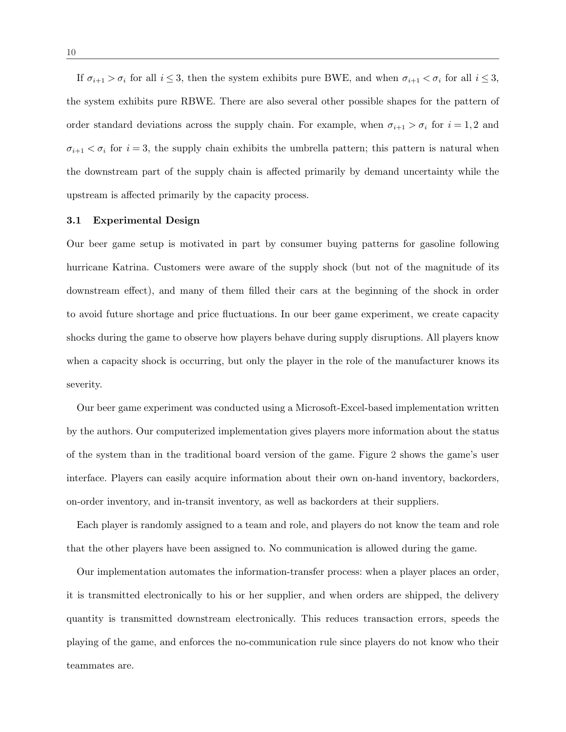If $\sigma_{i+1} > \sigma_i$ for all $i \leq 3$, then the system exhibits pure BWE, and when $\sigma_{i+1} < \sigma_i$ for all $i \leq 3$, the system exhibits pure RBWE. There are also several other possible shapes for the pattern of order standard deviations across the supply chain. For example, when $\sigma_{i+1} > \sigma_i$ for $i = 1, 2$ and $\sigma_{i+1} < \sigma_i$ for $i = 3$, the supply chain exhibits the umbrella pattern; this pattern is natural when the downstream part of the supply chain is affected primarily by demand uncertainty while the upstream is affected primarily by the capacity process.

### 3.1 Experimental Design

Our beer game setup is motivated in part by consumer buying patterns for gasoline following hurricane Katrina. Customers were aware of the supply shock (but not of the magnitude of its downstream effect), and many of them filled their cars at the beginning of the shock in order to avoid future shortage and price fluctuations. In our beer game experiment, we create capacity shocks during the game to observe how players behave during supply disruptions. All players know when a capacity shock is occurring, but only the player in the role of the manufacturer knows its severity.

Our beer game experiment was conducted using a Microsoft-Excel-based implementation written by the authors. Our computerized implementation gives players more information about the status of the system than in the traditional board version of the game. Figure 2 shows the game's user interface. Players can easily acquire information about their own on-hand inventory, backorders, on-order inventory, and in-transit inventory, as well as backorders at their suppliers.

Each player is randomly assigned to a team and role, and players do not know the team and role that the other players have been assigned to. No communication is allowed during the game.

Our implementation automates the information-transfer process: when a player places an order, it is transmitted electronically to his or her supplier, and when orders are shipped, the delivery quantity is transmitted downstream electronically. This reduces transaction errors, speeds the playing of the game, and enforces the no-communication rule since players do not know who their teammates are.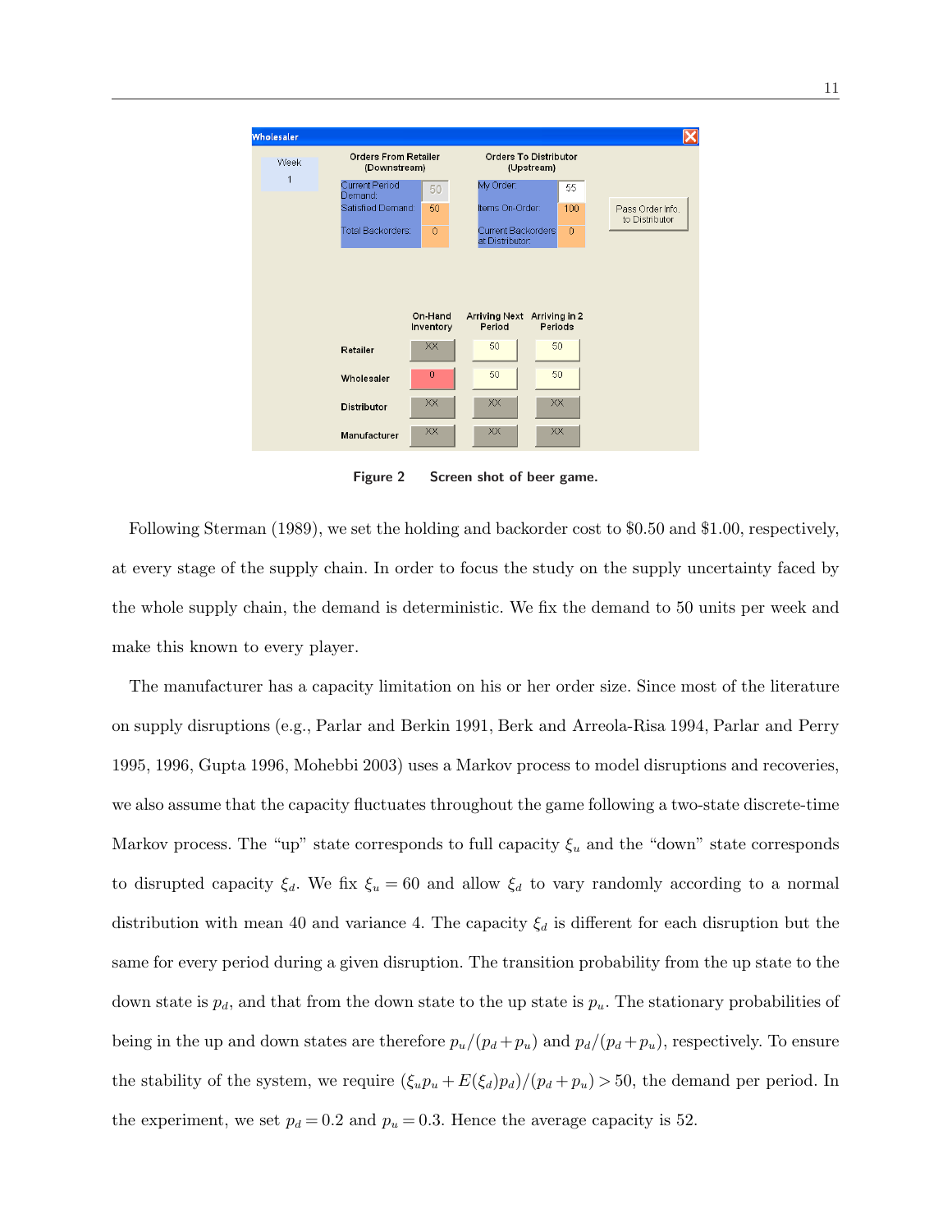Figure 2 Screen shot of beer game.

Following Sterman (1989), we set the holding and backorder cost to \$0.50 and \$1.00, respectively, at every stage of the supply chain. In order to focus the study on the supply uncertainty faced by the whole supply chain, the demand is deterministic. We fix the demand to 50 units per week and make this known to every player.

The manufacturer has a capacity limitation on his or her order size. Since most of the literature on supply disruptions (e.g., Parlar and Berkin 1991, Berk and Arreola-Risa 1994, Parlar and Perry 1995, 1996, Gupta 1996, Mohebbi 2003) uses a Markov process to model disruptions and recoveries, we also assume that the capacity fluctuates throughout the game following a two-state discrete-time Markov process. The "up" state corresponds to full capacity $\xi_u$ and the "down" state corresponds to disrupted capacity $\xi_d$. We fix $\xi_u = 60$ and allow $\xi_d$ to vary randomly according to a normal distribution with mean 40 and variance 4. The capacity $\xi_d$ is different for each disruption but the same for every period during a given disruption. The transition probability from the up state to the down state is $p_d$, and that from the down state to the up state is $p_u$. The stationary probabilities of being in the up and down states are therefore $p_u/(p_d + p_u)$ and $p_d/(p_d + p_u)$, respectively. To ensure the stability of the system, we require $(\xi_u p_u + E(\xi_d)p_d)/(p_d + p_u) > 50$, the demand per period. In the experiment, we set $p_d = 0.2$ and $p_u = 0.3$. Hence the average capacity is 52.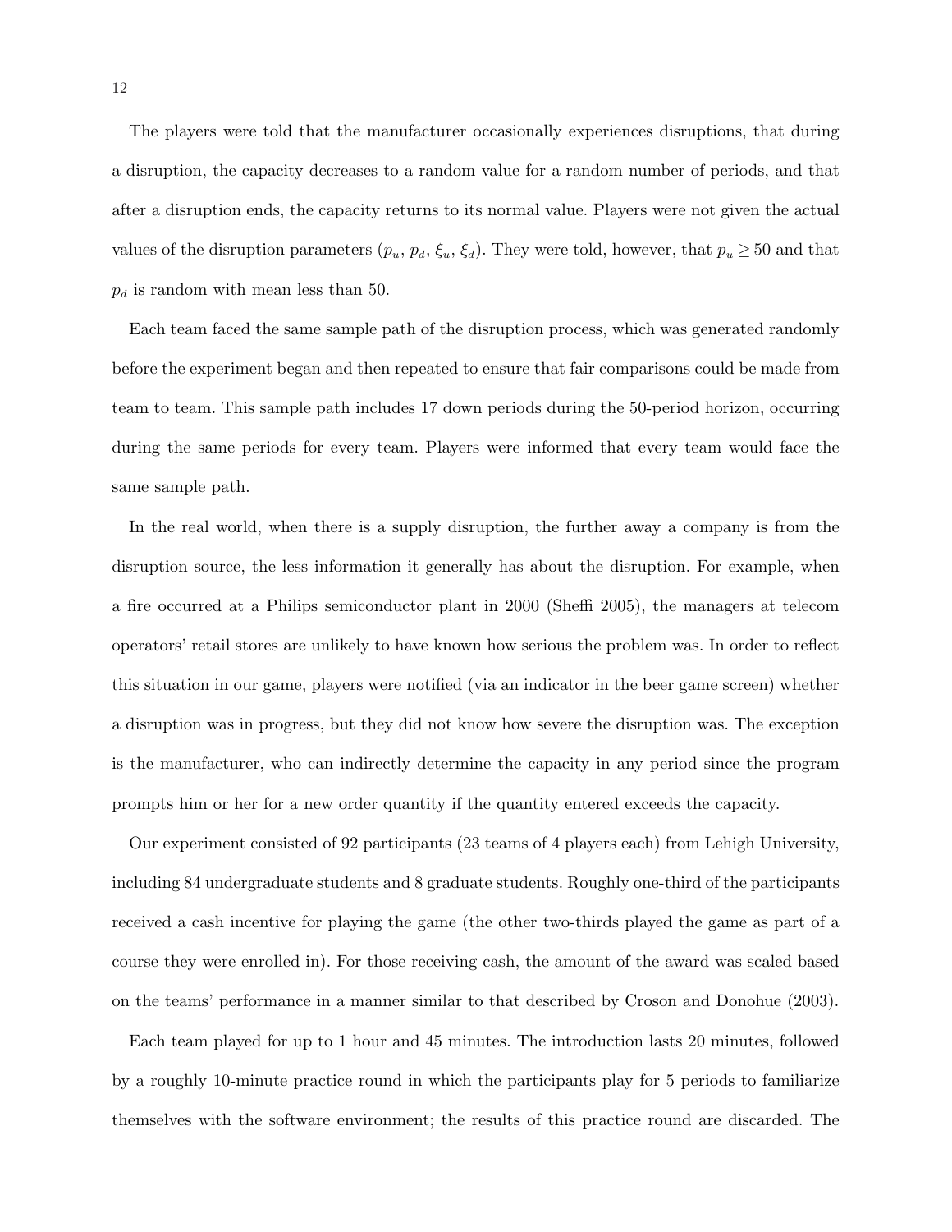The players were told that the manufacturer occasionally experiences disruptions, that during a disruption, the capacity decreases to a random value for a random number of periods, and that after a disruption ends, the capacity returns to its normal value. Players were not given the actual values of the disruption parameters ($p_u$, $p_d$, $\xi_u$, $\xi_d$). They were told, however, that $p_u \geq 50$ and that $p_d$ is random with mean less than 50.

Each team faced the same sample path of the disruption process, which was generated randomly before the experiment began and then repeated to ensure that fair comparisons could be made from team to team. This sample path includes 17 down periods during the 50-period horizon, occurring during the same periods for every team. Players were informed that every team would face the same sample path.

In the real world, when there is a supply disruption, the further away a company is from the disruption source, the less information it generally has about the disruption. For example, when a fire occurred at a Philips semiconductor plant in 2000 (Sheffi 2005), the managers at telecom operators' retail stores are unlikely to have known how serious the problem was. In order to reflect this situation in our game, players were notified (via an indicator in the beer game screen) whether a disruption was in progress, but they did not know how severe the disruption was. The exception is the manufacturer, who can indirectly determine the capacity in any period since the program prompts him or her for a new order quantity if the quantity entered exceeds the capacity.

Our experiment consisted of 92 participants (23 teams of 4 players each) from Lehigh University, including 84 undergraduate students and 8 graduate students. Roughly one-third of the participants received a cash incentive for playing the game (the other two-thirds played the game as part of a course they were enrolled in). For those receiving cash, the amount of the award was scaled based on the teams' performance in a manner similar to that described by Croson and Donohue (2003).

Each team played for up to 1 hour and 45 minutes. The introduction lasts 20 minutes, followed by a roughly 10-minute practice round in which the participants play for 5 periods to familiarize themselves with the software environment; the results of this practice round are discarded. The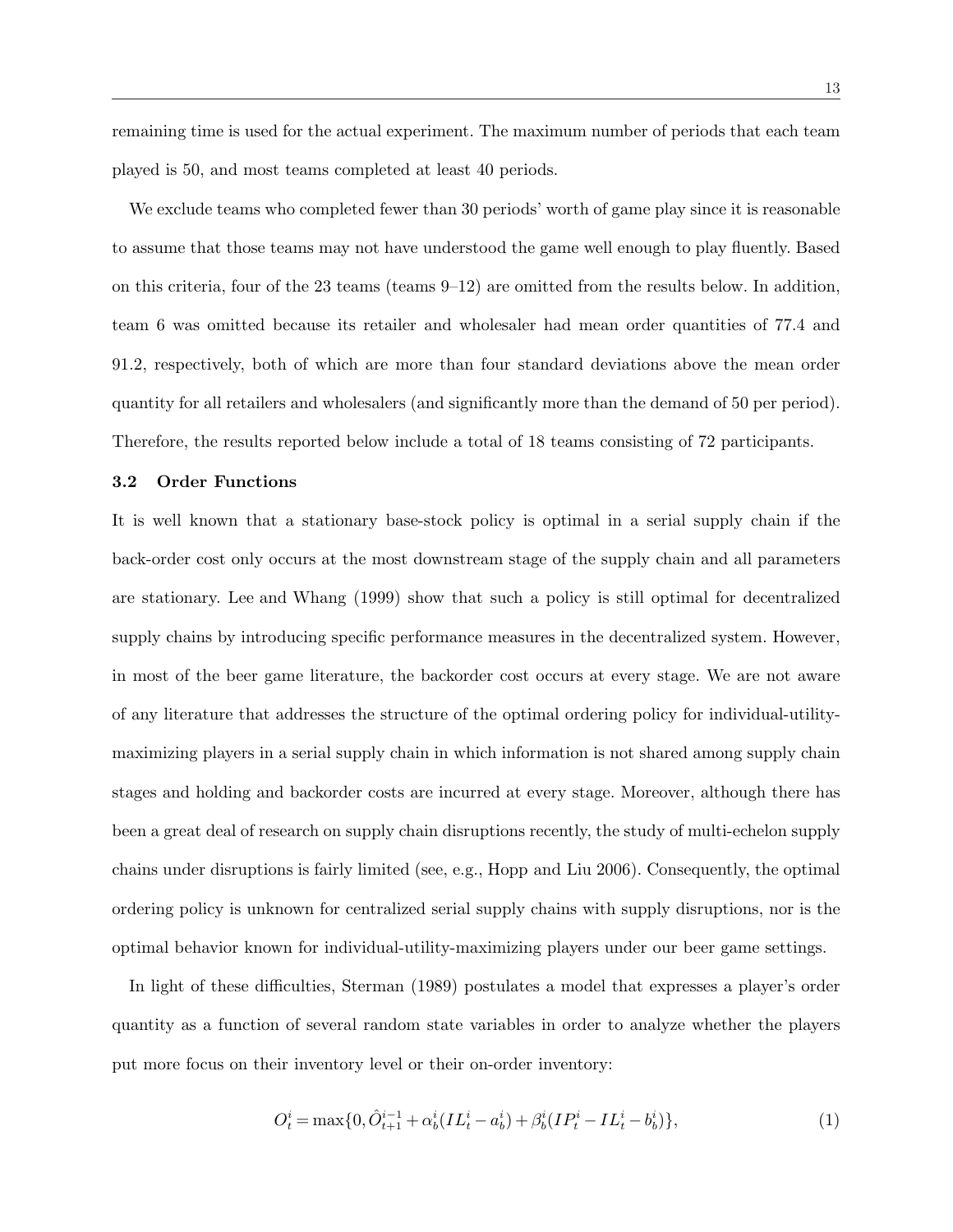remaining time is used for the actual experiment. The maximum number of periods that each team played is 50, and most teams completed at least 40 periods.

We exclude teams who completed fewer than 30 periods' worth of game play since it is reasonable to assume that those teams may not have understood the game well enough to play fluently. Based on this criteria, four of the 23 teams (teams 9–12) are omitted from the results below. In addition, team 6 was omitted because its retailer and wholesaler had mean order quantities of 77.4 and 91.2, respectively, both of which are more than four standard deviations above the mean order quantity for all retailers and wholesalers (and significantly more than the demand of 50 per period). Therefore, the results reported below include a total of 18 teams consisting of 72 participants.

### 3.2 Order Functions

It is well known that a stationary base-stock policy is optimal in a serial supply chain if the back-order cost only occurs at the most downstream stage of the supply chain and all parameters are stationary. Lee and Whang (1999) show that such a policy is still optimal for decentralized supply chains by introducing specific performance measures in the decentralized system. However, in most of the beer game literature, the backorder cost occurs at every stage. We are not aware of any literature that addresses the structure of the optimal ordering policy for individual-utility-maximizing players in a serial supply chain in which information is not shared among supply chain stages and holding and backorder costs are incurred at every stage. Moreover, although there has been a great deal of research on supply chain disruptions recently, the study of multi-echelon supply chains under disruptions is fairly limited (see, e.g., Hopp and Liu 2006). Consequently, the optimal ordering policy is unknown for centralized serial supply chains with supply disruptions, nor is the optimal behavior known for individual-utility-maximizing players under our beer game settings.

In light of these difficulties, Sterman (1989) postulates a model that expresses a player's order quantity as a function of several random state variables in order to analyze whether the players put more focus on their inventory level or their on-order inventory:

$$O_t^i = \max\{0, \hat{O}_{t+1}^{i-1} + \alpha_b^i (IL_t^i - a_b^i) + \beta_b^i (IP_t^i - IL_t^i - b_b^i)\}, \tag{1}$$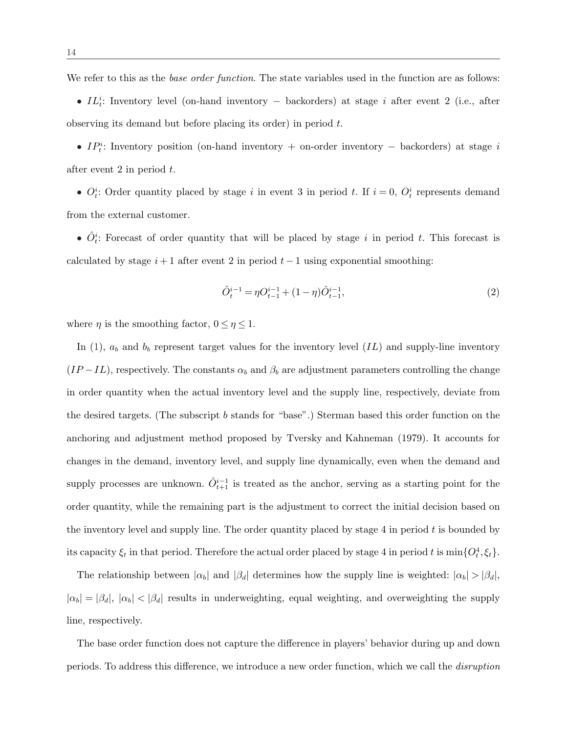We refer to this as the *base order function*. The state variables used in the function are as follows:

- $IL_t^i$: Inventory level (on-hand inventory − backorders) at stage $i$ after event 2 (i.e., after observing its demand but before placing its order) in period $t$.

- $IP_t^i$: Inventory position (on-hand inventory + on-order inventory − backorders) at stage $i$ after event 2 in period $t$.

- $O_t^i$: Order quantity placed by stage $i$ in event 3 in period $t$. If $i = 0$, $O_t^i$ represents demand from the external customer.

- $\hat{O}_t^i$: Forecast of order quantity that will be placed by stage $i$ in period $t$. This forecast is calculated by stage $i+1$ after event 2 in period $t-1$ using exponential smoothing:

$$\hat{O}_t^{i-1} = \eta O_{t-1}^{i-1} + (1-\eta)\hat{O}_{t-1}^{i-1}, \tag{2}$$

where $\eta$ is the smoothing factor, $0 \leq \eta \leq 1$.

In (1), $a_b$ and $b_b$ represent target values for the inventory level ($IL$) and supply-line inventory ($IP - IL$), respectively. The constants $\alpha_b$ and $\beta_b$ are adjustment parameters controlling the change in order quantity when the actual inventory level and the supply line, respectively, deviate from the desired targets. (The subscript $b$ stands for "base".) Sterman based this order function on the anchoring and adjustment method proposed by Tversky and Kahneman (1979). It accounts for changes in the demand, inventory level, and supply line dynamically, even when the demand and supply processes are unknown. $\hat{O}_{t+1}^{i-1}$ is treated as the anchor, serving as a starting point for the order quantity, while the remaining part is the adjustment to correct the initial decision based on the inventory level and supply line. The order quantity placed by stage 4 in period $t$ is bounded by its capacity $\xi_t$ in that period. Therefore the actual order placed by stage 4 in period $t$ is $\min\{O_t^4, \xi_t\}$.

The relationship between $|\alpha_b|$ and $|\beta_d|$ determines how the supply line is weighted: $|\alpha_b| > |\beta_d|$, $|\alpha_b| = |\beta_d|$, $|\alpha_b| < |\beta_d|$ results in underweighting, equal weighting, and overweighting the supply line, respectively.

The base order function does not capture the difference in players' behavior during up and down periods. To address this difference, we introduce a new order function, which we call the *disruption*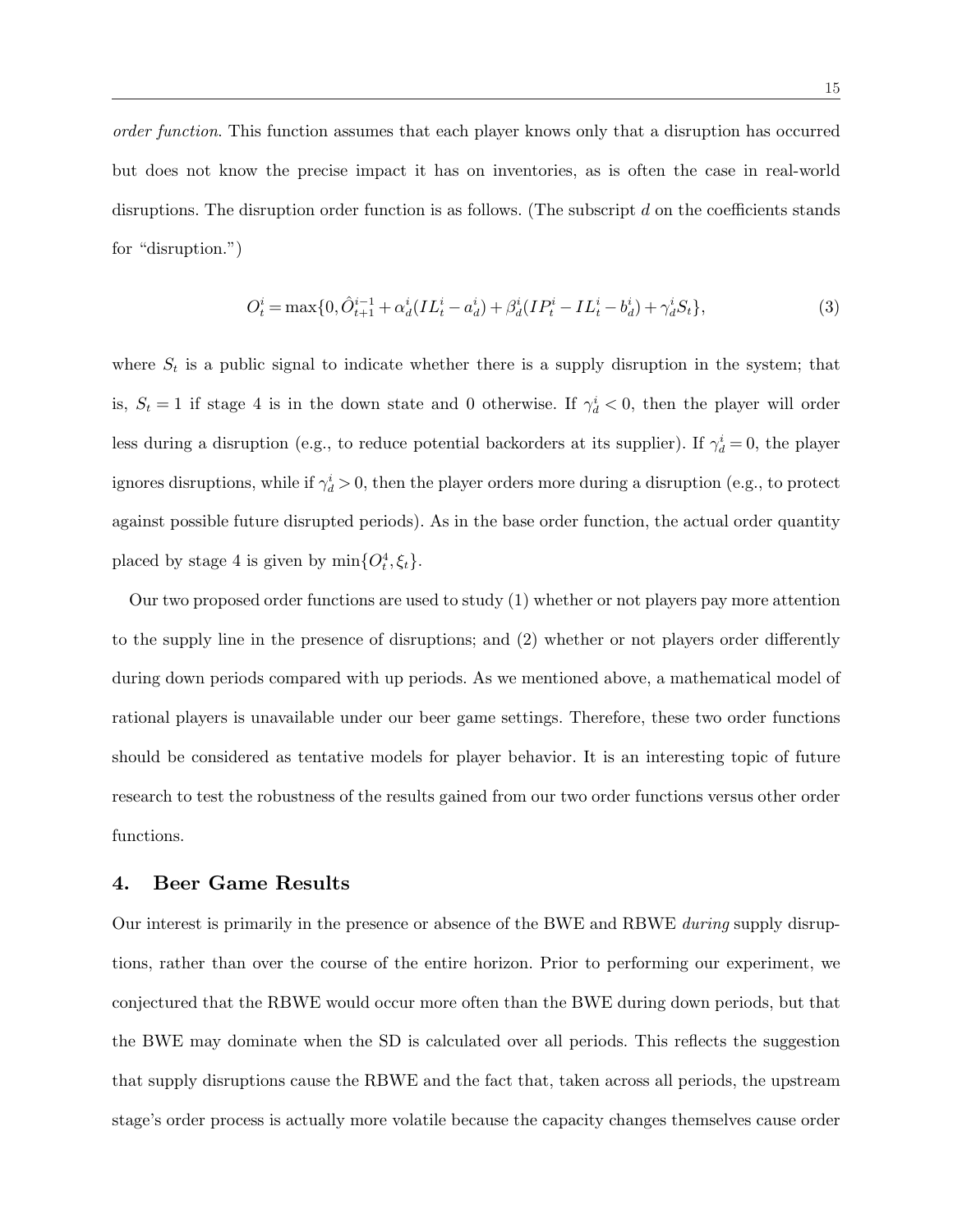*order function*. This function assumes that each player knows only that a disruption has occurred but does not know the precise impact it has on inventories, as is often the case in real-world disruptions. The disruption order function is as follows. (The subscript $d$ on the coefficients stands for "disruption.")

$$O_t^i = \max\{0, \hat{O}_{t+1}^{i-1} + \alpha_d^i(IL_t^i - a_d^i) + \beta_d^i(IP_t^i - IL_t^i - b_d^i) + \gamma_d^i S_t\}, \tag{3}$$

where $S_t$ is a public signal to indicate whether there is a supply disruption in the system; that is, $S_t = 1$ if stage 4 is in the down state and 0 otherwise. If $\gamma_d^i < 0$, then the player will order less during a disruption (e.g., to reduce potential backorders at its supplier). If $\gamma_d^i = 0$, the player ignores disruptions, while if $\gamma_d^i > 0$, then the player orders more during a disruption (e.g., to protect against possible future disrupted periods). As in the base order function, the actual order quantity placed by stage 4 is given by $\min\{O_t^4, \xi_t\}$.

Our two proposed order functions are used to study (1) whether or not players pay more attention to the supply line in the presence of disruptions; and (2) whether or not players order differently during down periods compared with up periods. As we mentioned above, a mathematical model of rational players is unavailable under our beer game settings. Therefore, these two order functions should be considered as tentative models for player behavior. It is an interesting topic of future research to test the robustness of the results gained from our two order functions versus other order functions.

## 4. Beer Game Results

Our interest is primarily in the presence or absence of the BWE and RBWE *during* supply disruptions, rather than over the course of the entire horizon. Prior to performing our experiment, we conjectured that the RBWE would occur more often than the BWE during down periods, but that the BWE may dominate when the SD is calculated over all periods. This reflects the suggestion that supply disruptions cause the RBWE and the fact that, taken across all periods, the upstream stage's order process is actually more volatile because the capacity changes themselves cause order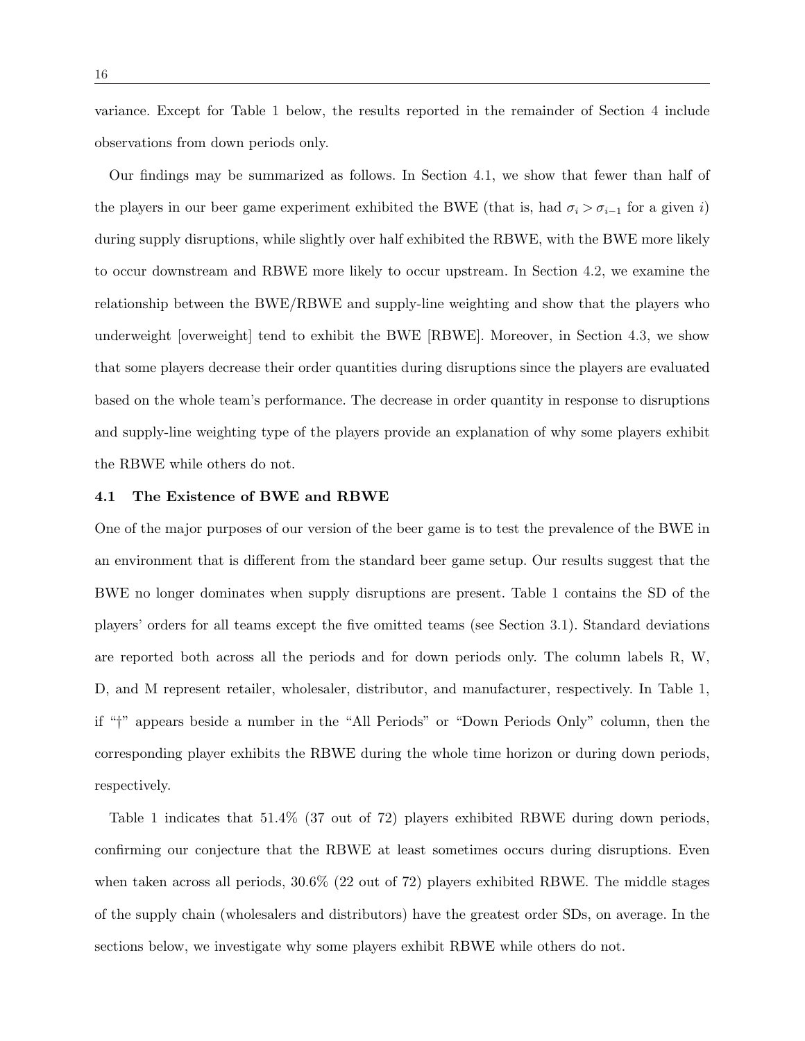variance. Except for Table 1 below, the results reported in the remainder of Section 4 include observations from down periods only.

Our findings may be summarized as follows. In Section 4.1, we show that fewer than half of the players in our beer game experiment exhibited the BWE (that is, had $\sigma_i > \sigma_{i-1}$ for a given $i$) during supply disruptions, while slightly over half exhibited the RBWE, with the BWE more likely to occur downstream and RBWE more likely to occur upstream. In Section 4.2, we examine the relationship between the BWE/RBWE and supply-line weighting and show that the players who underweight [overweight] tend to exhibit the BWE [RBWE]. Moreover, in Section 4.3, we show that some players decrease their order quantities during disruptions since the players are evaluated based on the whole team's performance. The decrease in order quantity in response to disruptions and supply-line weighting type of the players provide an explanation of why some players exhibit the RBWE while others do not.

### 4.1 The Existence of BWE and RBWE

One of the major purposes of our version of the beer game is to test the prevalence of the BWE in an environment that is different from the standard beer game setup. Our results suggest that the BWE no longer dominates when supply disruptions are present. Table 1 contains the SD of the players' orders for all teams except the five omitted teams (see Section 3.1). Standard deviations are reported both across all the periods and for down periods only. The column labels R, W, D, and M represent retailer, wholesaler, distributor, and manufacturer, respectively. In Table 1, if "†" appears beside a number in the "All Periods" or "Down Periods Only" column, then the corresponding player exhibits the RBWE during the whole time horizon or during down periods, respectively.

Table 1 indicates that 51.4% (37 out of 72) players exhibited RBWE during down periods, confirming our conjecture that the RBWE at least sometimes occurs during disruptions. Even when taken across all periods, 30.6% (22 out of 72) players exhibited RBWE. The middle stages of the supply chain (wholesalers and distributors) have the greatest order SDs, on average. In the sections below, we investigate why some players exhibit RBWE while others do not.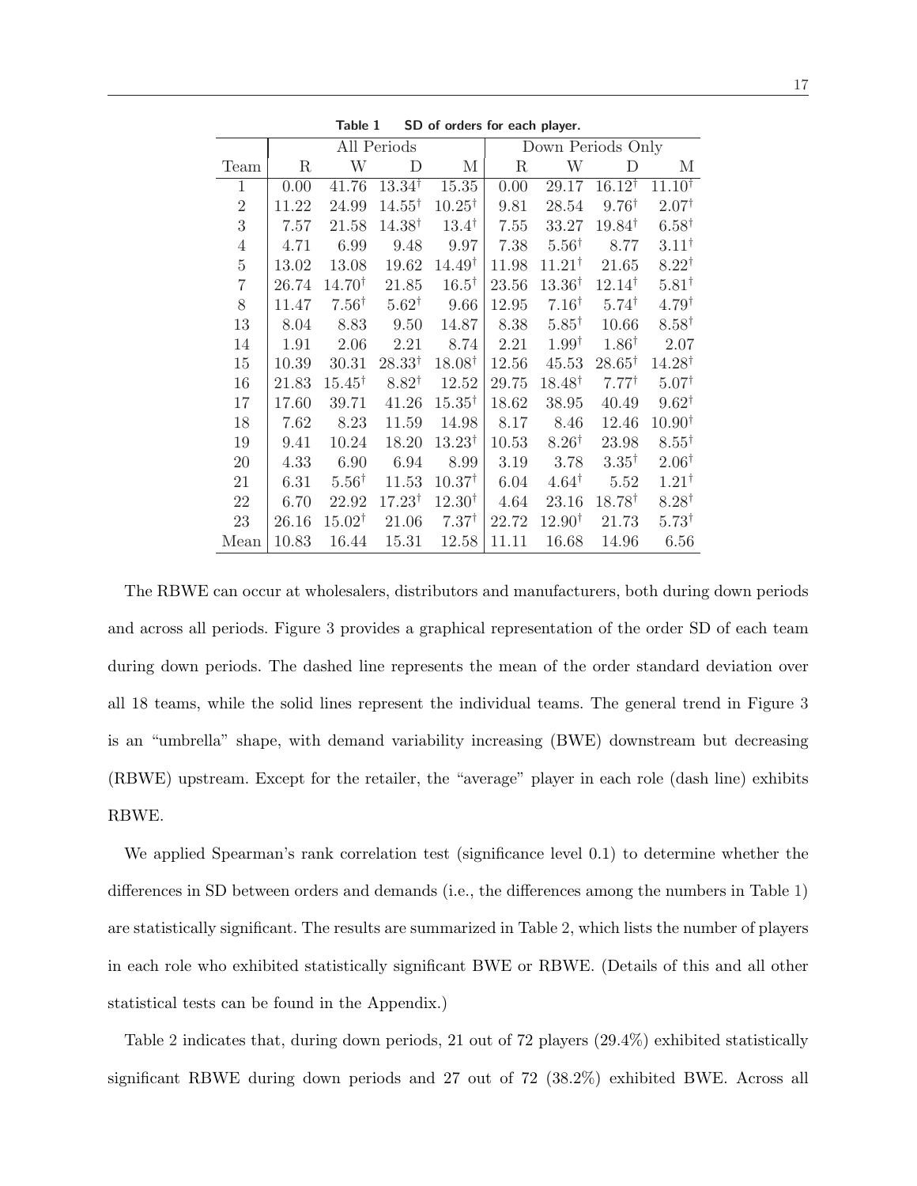**Table 1 SD of orders for each player.**

| Team | All Periods | | | | Down Periods Only | | | |
|---|---|---|---|---|---|---|---|---|
| | R | W | D | M | R | W | D | M |
| 1 | 0.00 | 41.76 | $13.34^{\dagger}$ | 15.35 | 0.00 | 29.17 | $16.12^{\dagger}$ | $11.10^{\dagger}$ |
| 2 | 11.22 | 24.99 | $14.55^{\dagger}$ | $10.25^{\dagger}$ | 9.81 | 28.54 | $9.76^{\dagger}$ | $2.07^{\dagger}$ |
| 3 | 7.57 | 21.58 | $14.38^{\dagger}$ | $13.4^{\dagger}$ | 7.55 | 33.27 | $19.84^{\dagger}$ | $6.58^{\dagger}$ |
| 4 | 4.71 | 6.99 | 9.48 | 9.97 | 7.38 | $5.56^{\dagger}$ | 8.77 | $3.11^{\dagger}$ |
| 5 | 13.02 | 13.08 | 19.62 | $14.49^{\dagger}$ | 11.98 | $11.21^{\dagger}$ | 21.65 | $8.22^{\dagger}$ |
| 7 | 26.74 | $14.70^{\dagger}$ | 21.85 | $16.5^{\dagger}$ | 23.56 | $13.36^{\dagger}$ | $12.14^{\dagger}$ | $5.81^{\dagger}$ |
| 8 | 11.47 | $7.56^{\dagger}$ | $5.62^{\dagger}$ | 9.66 | 12.95 | $7.16^{\dagger}$ | $5.74^{\dagger}$ | $4.79^{\dagger}$ |
| 13 | 8.04 | 8.83 | 9.50 | 14.87 | 8.38 | $5.85^{\dagger}$ | 10.66 | $8.58^{\dagger}$ |
| 14 | 1.91 | 2.06 | 2.21 | 8.74 | 2.21 | $1.99^{\dagger}$ | $1.86^{\dagger}$ | 2.07 |
| 15 | 10.39 | 30.31 | $28.33^{\dagger}$ | $18.08^{\dagger}$ | 12.56 | 45.53 | $28.65^{\dagger}$ | $14.28^{\dagger}$ |
| 16 | 21.83 | $15.45^{\dagger}$ | $8.82^{\dagger}$ | 12.52 | 29.75 | $18.48^{\dagger}$ | $7.77^{\dagger}$ | $5.07^{\dagger}$ |
| 17 | 17.60 | 39.71 | 41.26 | $15.35^{\dagger}$ | 18.62 | 38.95 | 40.49 | $9.62^{\dagger}$ |
| 18 | 7.62 | 8.23 | 11.59 | 14.98 | 8.17 | 8.46 | 12.46 | $10.90^{\dagger}$ |
| 19 | 9.41 | 10.24 | 18.20 | $13.23^{\dagger}$ | 10.53 | $8.26^{\dagger}$ | 23.98 | $8.55^{\dagger}$ |
| 20 | 4.33 | 6.90 | 6.94 | 8.99 | 3.19 | 3.78 | $3.35^{\dagger}$ | $2.06^{\dagger}$ |
| 21 | 6.31 | $5.56^{\dagger}$ | 11.53 | $10.37^{\dagger}$ | 6.04 | $4.64^{\dagger}$ | 5.52 | $1.21^{\dagger}$ |
| 22 | 6.70 | 22.92 | $17.23^{\dagger}$ | $12.30^{\dagger}$ | 4.64 | 23.16 | $18.78^{\dagger}$ | $8.28^{\dagger}$ |
| 23 | 26.16 | $15.02^{\dagger}$ | 21.06 | $7.37^{\dagger}$ | 22.72 | $12.90^{\dagger}$ | 21.73 | $5.73^{\dagger}$ |
| Mean | 10.83 | 16.44 | 15.31 | 12.58 | 11.11 | 16.68 | 14.96 | 6.56 |

The RBWE can occur at wholesalers, distributors and manufacturers, both during down periods and across all periods. Figure 3 provides a graphical representation of the order SD of each team during down periods. The dashed line represents the mean of the order standard deviation over all 18 teams, while the solid lines represent the individual teams. The general trend in Figure 3 is an "umbrella" shape, with demand variability increasing (BWE) downstream but decreasing (RBWE) upstream. Except for the retailer, the "average" player in each role (dash line) exhibits RBWE.

We applied Spearman's rank correlation test (significance level 0.1) to determine whether the differences in SD between orders and demands (i.e., the differences among the numbers in Table 1) are statistically significant. The results are summarized in Table 2, which lists the number of players in each role who exhibited statistically significant BWE or RBWE. (Details of this and all other statistical tests can be found in the Appendix.)

Table 2 indicates that, during down periods, 21 out of 72 players (29.4%) exhibited statistically significant RBWE during down periods and 27 out of 72 (38.2%) exhibited BWE. Across all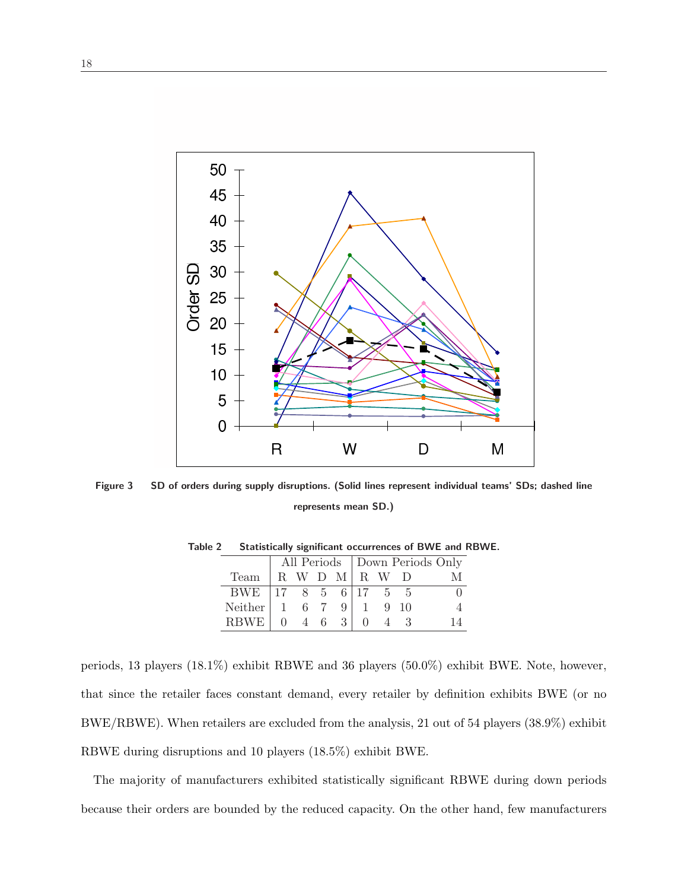Figure 3 SD of orders during supply disruptions. (Solid lines represent individual teams' SDs; dashed line represents mean SD.)

Table 2 Statistically significant occurrences of BWE and RBWE.

| Team | All Periods | | | | Down Periods Only | | | |
|---|---|---|---|---|---|---|---|---|
| | R | W | D | M | R | W | D | M |
| BWE | 17 | 8 | 5 | 6 | 17 | 5 | 5 | 0 |
| Neither | 1 | 6 | 7 | 9 | 1 | 9 | 10 | 4 |
| RBWE | 0 | 4 | 6 | 3 | 0 | 4 | 3 | 14 |

periods, 13 players (18.1%) exhibit RBWE and 36 players (50.0%) exhibit BWE. Note, however, that since the retailer faces constant demand, every retailer by definition exhibits BWE (or no BWE/RBWE). When retailers are excluded from the analysis, 21 out of 54 players (38.9%) exhibit RBWE during disruptions and 10 players (18.5%) exhibit BWE.

The majority of manufacturers exhibited statistically significant RBWE during down periods because their orders are bounded by the reduced capacity. On the other hand, few manufacturers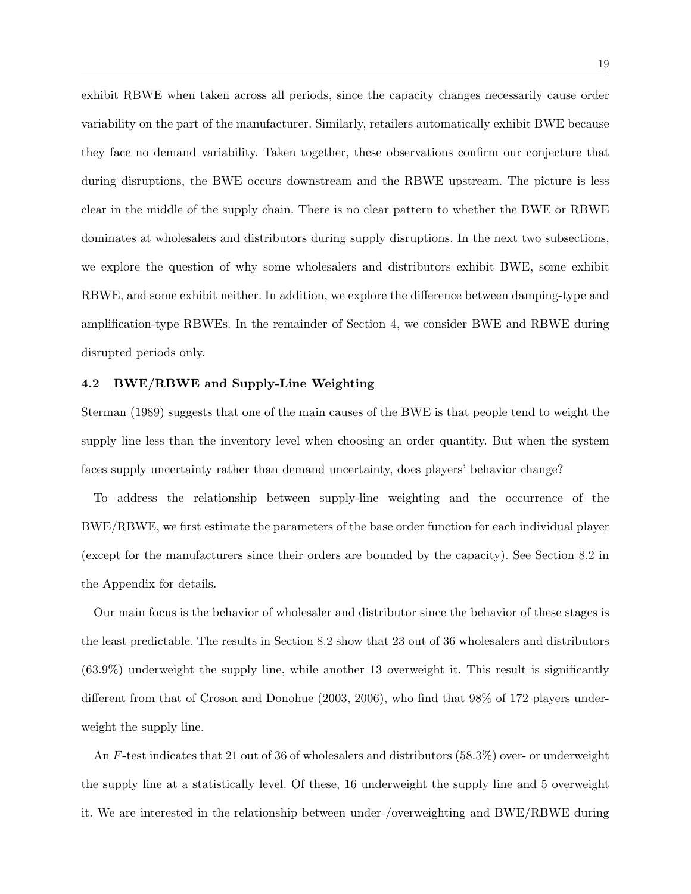exhibit RBWE when taken across all periods, since the capacity changes necessarily cause order variability on the part of the manufacturer. Similarly, retailers automatically exhibit BWE because they face no demand variability. Taken together, these observations confirm our conjecture that during disruptions, the BWE occurs downstream and the RBWE upstream. The picture is less clear in the middle of the supply chain. There is no clear pattern to whether the BWE or RBWE dominates at wholesalers and distributors during supply disruptions. In the next two subsections, we explore the question of why some wholesalers and distributors exhibit BWE, some exhibit RBWE, and some exhibit neither. In addition, we explore the difference between damping-type and amplification-type RBWEs. In the remainder of Section 4, we consider BWE and RBWE during disrupted periods only.

### 4.2 BWE/RBWE and Supply-Line Weighting

Sterman (1989) suggests that one of the main causes of the BWE is that people tend to weight the supply line less than the inventory level when choosing an order quantity. But when the system faces supply uncertainty rather than demand uncertainty, does players' behavior change?

To address the relationship between supply-line weighting and the occurrence of the BWE/RBWE, we first estimate the parameters of the base order function for each individual player (except for the manufacturers since their orders are bounded by the capacity). See Section 8.2 in the Appendix for details.

Our main focus is the behavior of wholesaler and distributor since the behavior of these stages is the least predictable. The results in Section 8.2 show that 23 out of 36 wholesalers and distributors (63.9%) underweight the supply line, while another 13 overweight it. This result is significantly different from that of Croson and Donohue (2003, 2006), who find that 98% of 172 players underweight the supply line.

An $F$-test indicates that 21 out of 36 of wholesalers and distributors (58.3%) over- or underweight the supply line at a statistically level. Of these, 16 underweight the supply line and 5 overweight it. We are interested in the relationship between under-/overweighting and BWE/RBWE during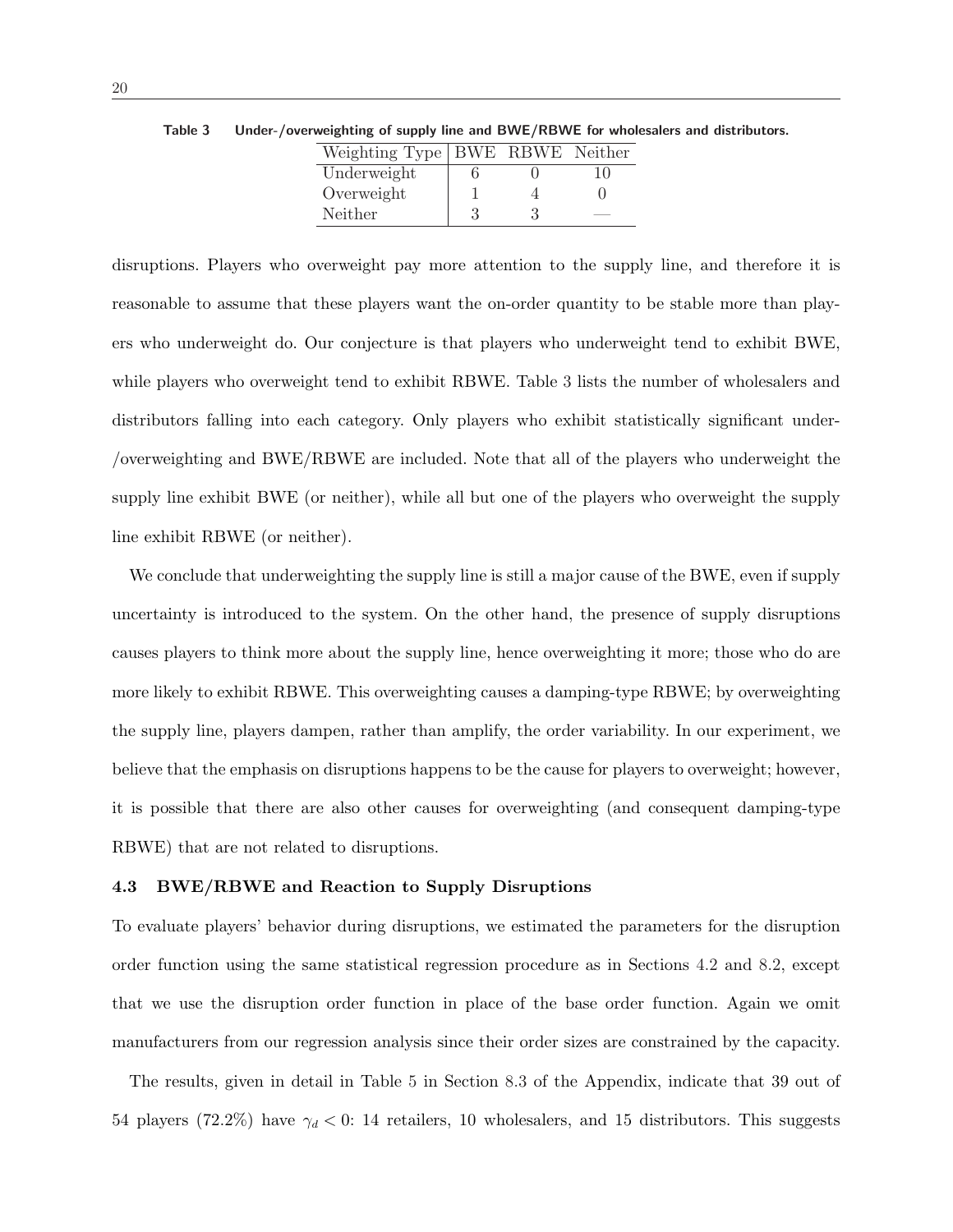**Table 3 Under-/overweighting of supply line and BWE/RBWE for wholesalers and distributors.**

| Weighting Type | BWE | RBWE | Neither |
|---|---|---|---|
| Underweight | 6 | 0 | 10 |
| Overweight | 1 | 4 | 0 |
| Neither | 3 | 3 | — |

disruptions. Players who overweight pay more attention to the supply line, and therefore it is reasonable to assume that these players want the on-order quantity to be stable more than players who underweight do. Our conjecture is that players who underweight tend to exhibit BWE, while players who overweight tend to exhibit RBWE. Table 3 lists the number of wholesalers and distributors falling into each category. Only players who exhibit statistically significant under-/overweighting and BWE/RBWE are included. Note that all of the players who underweight the supply line exhibit BWE (or neither), while all but one of the players who overweight the supply line exhibit RBWE (or neither).

We conclude that underweighting the supply line is still a major cause of the BWE, even if supply uncertainty is introduced to the system. On the other hand, the presence of supply disruptions causes players to think more about the supply line, hence overweighting it more; those who do are more likely to exhibit RBWE. This overweighting causes a damping-type RBWE; by overweighting the supply line, players dampen, rather than amplify, the order variability. In our experiment, we believe that the emphasis on disruptions happens to be the cause for players to overweight; however, it is possible that there are also other causes for overweighting (and consequent damping-type RBWE) that are not related to disruptions.

### 4.3 BWE/RBWE and Reaction to Supply Disruptions

To evaluate players' behavior during disruptions, we estimated the parameters for the disruption order function using the same statistical regression procedure as in Sections 4.2 and 8.2, except that we use the disruption order function in place of the base order function. Again we omit manufacturers from our regression analysis since their order sizes are constrained by the capacity.

The results, given in detail in Table 5 in Section 8.3 of the Appendix, indicate that 39 out of 54 players (72.2%) have $\gamma_d < 0$: 14 retailers, 10 wholesalers, and 15 distributors. This suggests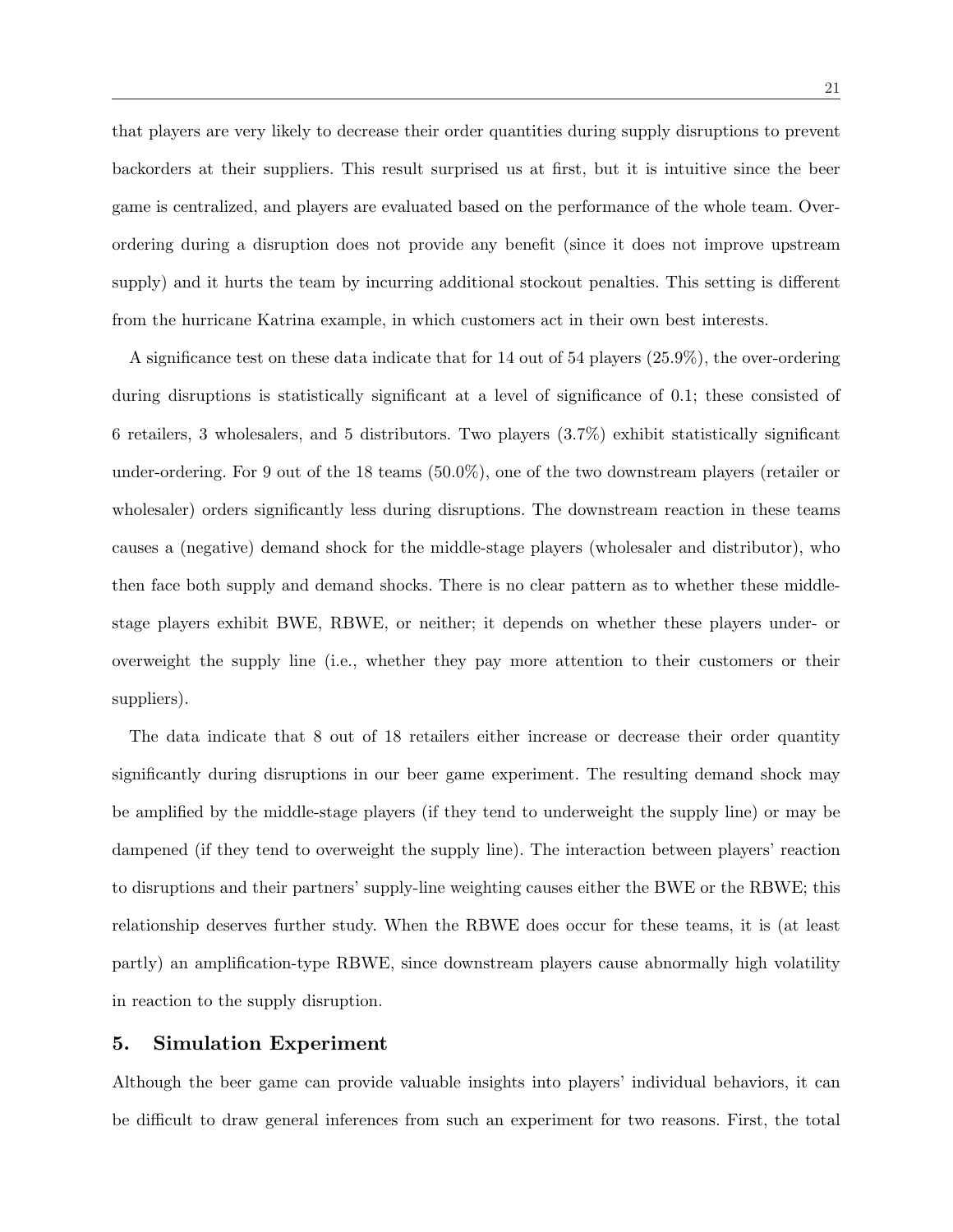that players are very likely to decrease their order quantities during supply disruptions to prevent backorders at their suppliers. This result surprised us at first, but it is intuitive since the beer game is centralized, and players are evaluated based on the performance of the whole team. Over-ordering during a disruption does not provide any benefit (since it does not improve upstream supply) and it hurts the team by incurring additional stockout penalties. This setting is different from the hurricane Katrina example, in which customers act in their own best interests.

A significance test on these data indicate that for 14 out of 54 players (25.9%), the over-ordering during disruptions is statistically significant at a level of significance of 0.1; these consisted of 6 retailers, 3 wholesalers, and 5 distributors. Two players (3.7%) exhibit statistically significant under-ordering. For 9 out of the 18 teams (50.0%), one of the two downstream players (retailer or wholesaler) orders significantly less during disruptions. The downstream reaction in these teams causes a (negative) demand shock for the middle-stage players (wholesaler and distributor), who then face both supply and demand shocks. There is no clear pattern as to whether these middle-stage players exhibit BWE, RBWE, or neither; it depends on whether these players under- or overweight the supply line (i.e., whether they pay more attention to their customers or their suppliers).

The data indicate that 8 out of 18 retailers either increase or decrease their order quantity significantly during disruptions in our beer game experiment. The resulting demand shock may be amplified by the middle-stage players (if they tend to underweight the supply line) or may be dampened (if they tend to overweight the supply line). The interaction between players' reaction to disruptions and their partners' supply-line weighting causes either the BWE or the RBWE; this relationship deserves further study. When the RBWE does occur for these teams, it is (at least partly) an amplification-type RBWE, since downstream players cause abnormally high volatility in reaction to the supply disruption.

## 5. Simulation Experiment

Although the beer game can provide valuable insights into players' individual behaviors, it can be difficult to draw general inferences from such an experiment for two reasons. First, the total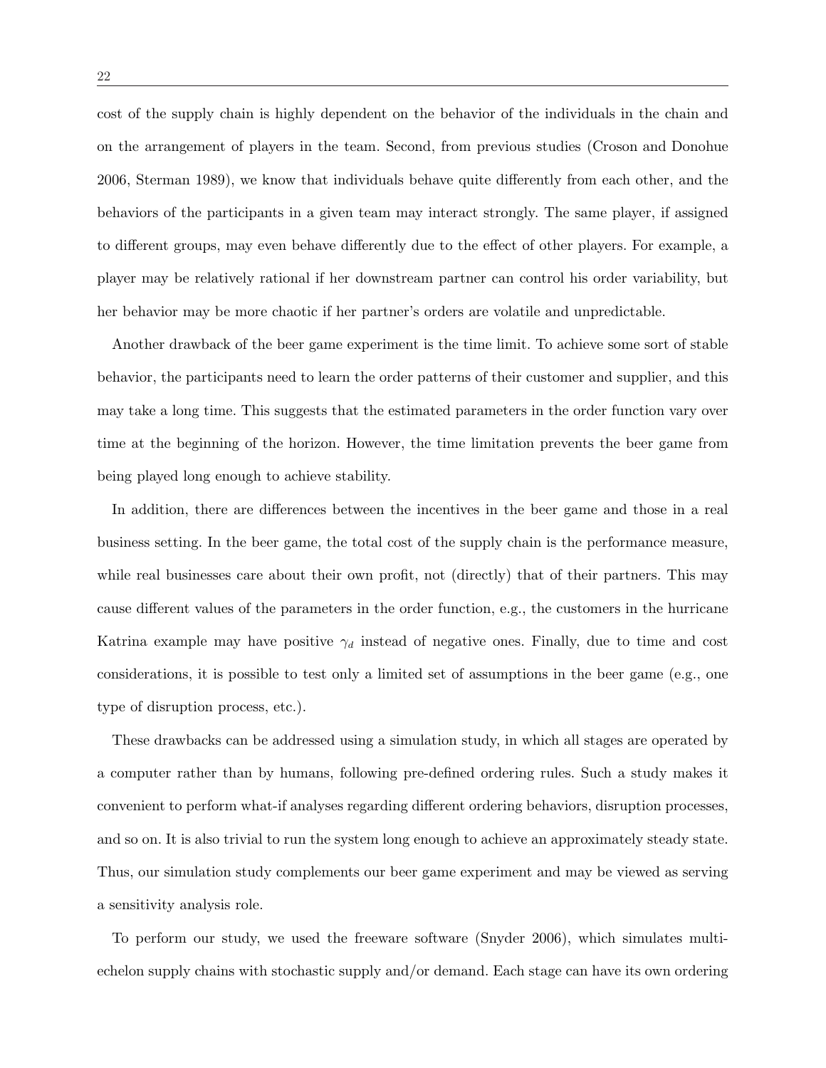cost of the supply chain is highly dependent on the behavior of the individuals in the chain and on the arrangement of players in the team. Second, from previous studies (Croson and Donohue 2006, Sterman 1989), we know that individuals behave quite differently from each other, and the behaviors of the participants in a given team may interact strongly. The same player, if assigned to different groups, may even behave differently due to the effect of other players. For example, a player may be relatively rational if her downstream partner can control his order variability, but her behavior may be more chaotic if her partner's orders are volatile and unpredictable.

Another drawback of the beer game experiment is the time limit. To achieve some sort of stable behavior, the participants need to learn the order patterns of their customer and supplier, and this may take a long time. This suggests that the estimated parameters in the order function vary over time at the beginning of the horizon. However, the time limitation prevents the beer game from being played long enough to achieve stability.

In addition, there are differences between the incentives in the beer game and those in a real business setting. In the beer game, the total cost of the supply chain is the performance measure, while real businesses care about their own profit, not (directly) that of their partners. This may cause different values of the parameters in the order function, e.g., the customers in the hurricane Katrina example may have positive $\gamma_d$ instead of negative ones. Finally, due to time and cost considerations, it is possible to test only a limited set of assumptions in the beer game (e.g., one type of disruption process, etc.).

These drawbacks can be addressed using a simulation study, in which all stages are operated by a computer rather than by humans, following pre-defined ordering rules. Such a study makes it convenient to perform what-if analyses regarding different ordering behaviors, disruption processes, and so on. It is also trivial to run the system long enough to achieve an approximately steady state. Thus, our simulation study complements our beer game experiment and may be viewed as serving a sensitivity analysis role.

To perform our study, we used the freeware software (Snyder 2006), which simulates multi-echelon supply chains with stochastic supply and/or demand. Each stage can have its own ordering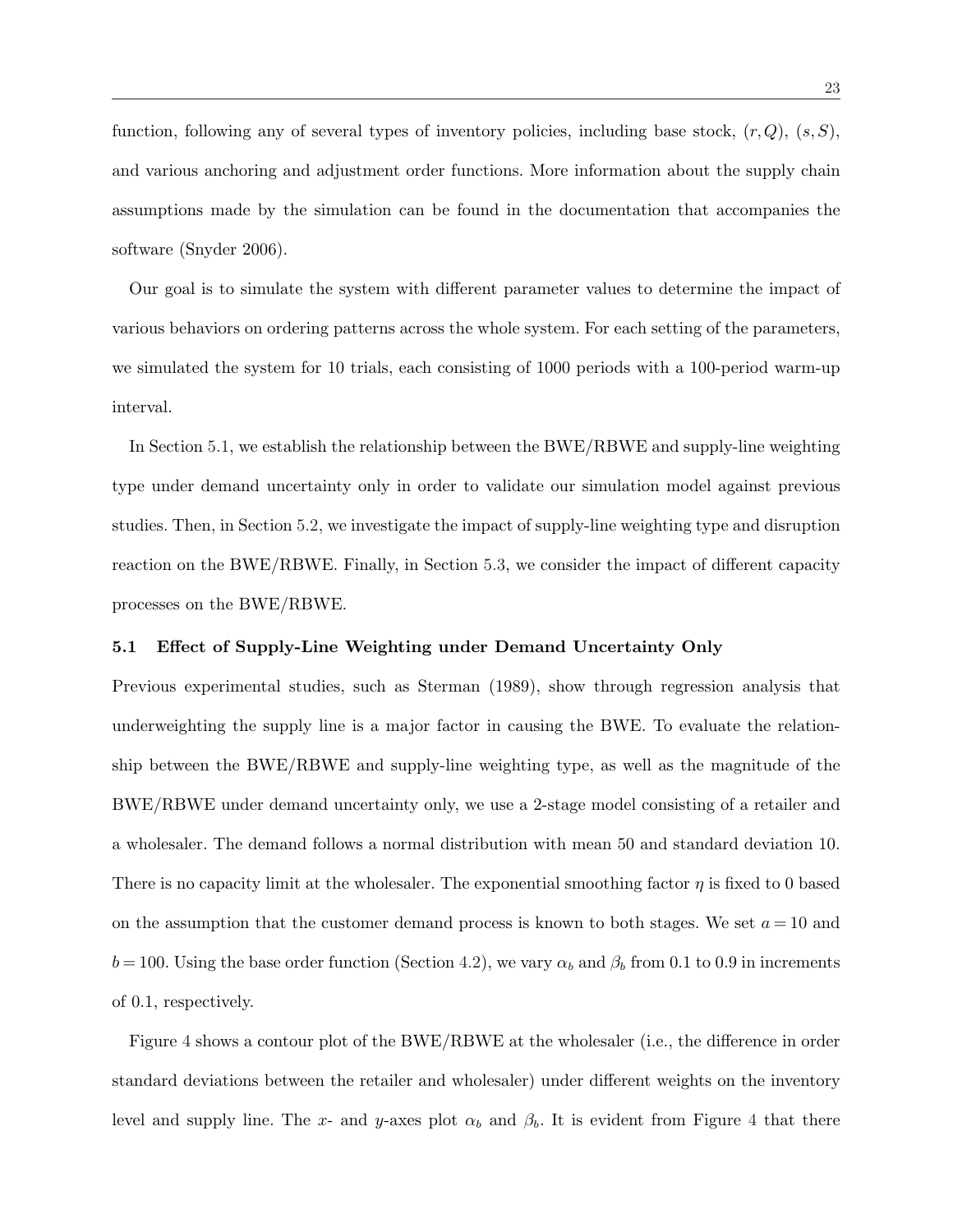function, following any of several types of inventory policies, including base stock, $(r, Q)$, $(s, S)$, and various anchoring and adjustment order functions. More information about the supply chain assumptions made by the simulation can be found in the documentation that accompanies the software (Snyder 2006).

Our goal is to simulate the system with different parameter values to determine the impact of various behaviors on ordering patterns across the whole system. For each setting of the parameters, we simulated the system for 10 trials, each consisting of 1000 periods with a 100-period warm-up interval.

In Section 5.1, we establish the relationship between the BWE/RBWE and supply-line weighting type under demand uncertainty only in order to validate our simulation model against previous studies. Then, in Section 5.2, we investigate the impact of supply-line weighting type and disruption reaction on the BWE/RBWE. Finally, in Section 5.3, we consider the impact of different capacity processes on the BWE/RBWE.

### 5.1 Effect of Supply-Line Weighting under Demand Uncertainty Only

Previous experimental studies, such as Sterman (1989), show through regression analysis that underweighting the supply line is a major factor in causing the BWE. To evaluate the relationship between the BWE/RBWE and supply-line weighting type, as well as the magnitude of the BWE/RBWE under demand uncertainty only, we use a 2-stage model consisting of a retailer and a wholesaler. The demand follows a normal distribution with mean 50 and standard deviation 10. There is no capacity limit at the wholesaler. The exponential smoothing factor $\eta$ is fixed to 0 based on the assumption that the customer demand process is known to both stages. We set $a = 10$ and $b = 100$. Using the base order function (Section 4.2), we vary $\alpha_b$ and $\beta_b$ from 0.1 to 0.9 in increments of 0.1, respectively.

Figure 4 shows a contour plot of the BWE/RBWE at the wholesaler (i.e., the difference in order standard deviations between the retailer and wholesaler) under different weights on the inventory level and supply line. The $x$- and $y$-axes plot $\alpha_b$ and $\beta_b$. It is evident from Figure 4 that there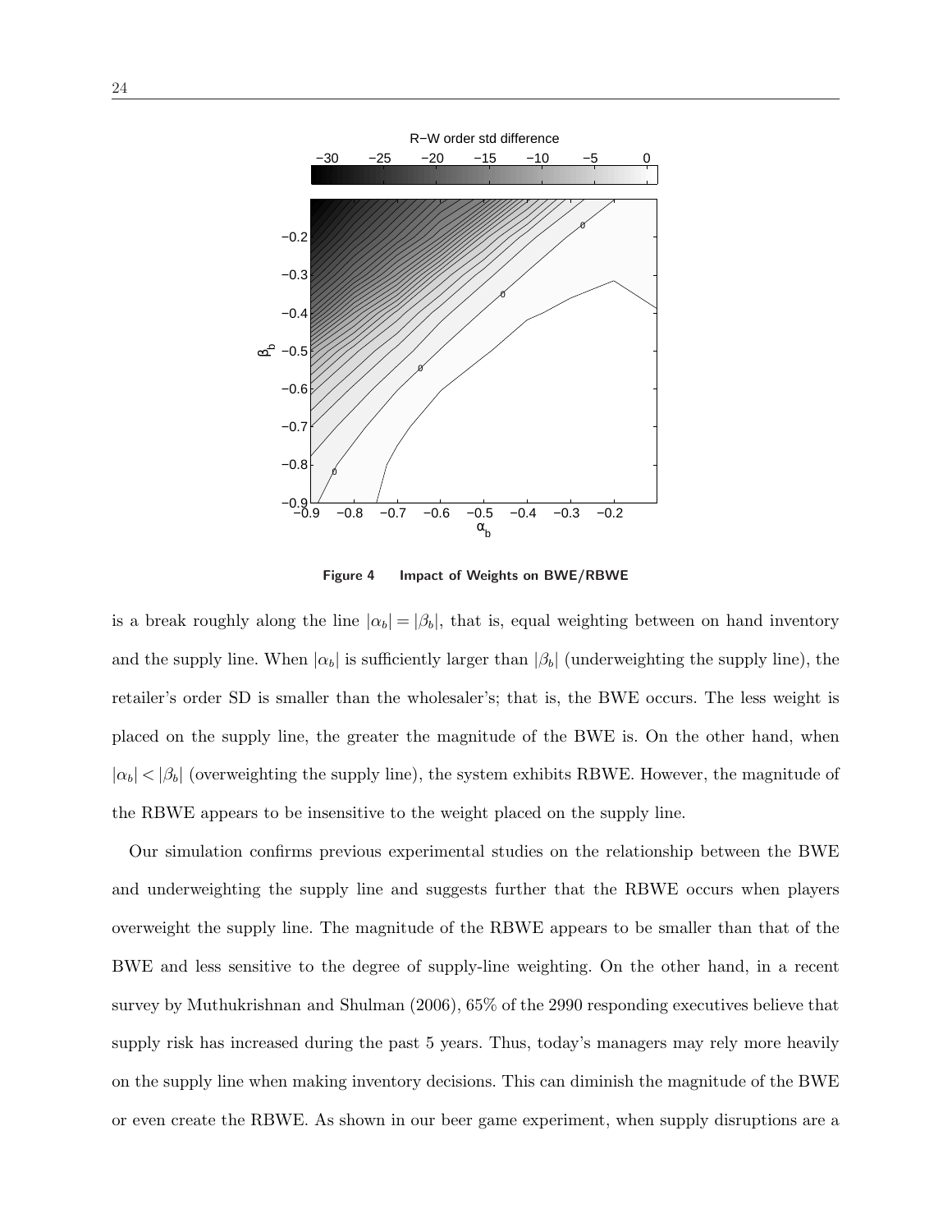Figure 4 Impact of Weights on BWE/RBWE

is a break roughly along the line $|\alpha_b| = |\beta_b|$, that is, equal weighting between on hand inventory and the supply line. When $|\alpha_b|$ is sufficiently larger than $|\beta_b|$ (underweighting the supply line), the retailer's order SD is smaller than the wholesaler's; that is, the BWE occurs. The less weight is placed on the supply line, the greater the magnitude of the BWE is. On the other hand, when $|\alpha_b| < |\beta_b|$ (overweighting the supply line), the system exhibits RBWE. However, the magnitude of the RBWE appears to be insensitive to the weight placed on the supply line.

Our simulation confirms previous experimental studies on the relationship between the BWE and underweighting the supply line and suggests further that the RBWE occurs when players overweight the supply line. The magnitude of the RBWE appears to be smaller than that of the BWE and less sensitive to the degree of supply-line weighting. On the other hand, in a recent survey by Muthukrishnan and Shulman (2006), 65% of the 2990 responding executives believe that supply risk has increased during the past 5 years. Thus, today's managers may rely more heavily on the supply line when making inventory decisions. This can diminish the magnitude of the BWE or even create the RBWE. As shown in our beer game experiment, when supply disruptions are a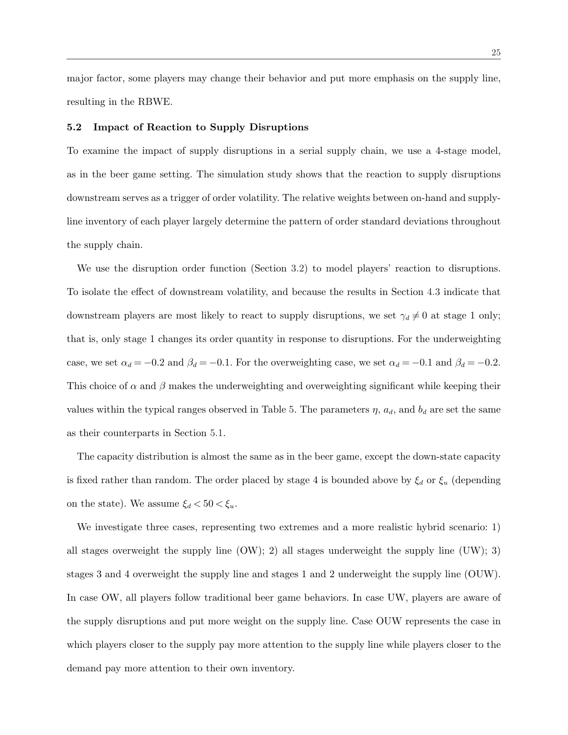major factor, some players may change their behavior and put more emphasis on the supply line, resulting in the RBWE.

### 5.2 Impact of Reaction to Supply Disruptions

To examine the impact of supply disruptions in a serial supply chain, we use a 4-stage model, as in the beer game setting. The simulation study shows that the reaction to supply disruptions downstream serves as a trigger of order volatility. The relative weights between on-hand and supply-line inventory of each player largely determine the pattern of order standard deviations throughout the supply chain.

We use the disruption order function (Section 3.2) to model players' reaction to disruptions. To isolate the effect of downstream volatility, and because the results in Section 4.3 indicate that downstream players are most likely to react to supply disruptions, we set $\gamma_d \neq 0$ at stage 1 only; that is, only stage 1 changes its order quantity in response to disruptions. For the underweighting case, we set $\alpha_d = -0.2$ and $\beta_d = -0.1$. For the overweighting case, we set $\alpha_d = -0.1$ and $\beta_d = -0.2$. This choice of $\alpha$ and $\beta$ makes the underweighting and overweighting significant while keeping their values within the typical ranges observed in Table 5. The parameters $\eta$, $a_d$, and $b_d$ are set the same as their counterparts in Section 5.1.

The capacity distribution is almost the same as in the beer game, except the down-state capacity is fixed rather than random. The order placed by stage 4 is bounded above by $\xi_d$ or $\xi_u$ (depending on the state). We assume $\xi_d < 50 < \xi_u$.

We investigate three cases, representing two extremes and a more realistic hybrid scenario: 1) all stages overweight the supply line (OW); 2) all stages underweight the supply line (UW); 3) stages 3 and 4 overweight the supply line and stages 1 and 2 underweight the supply line (OUW). In case OW, all players follow traditional beer game behaviors. In case UW, players are aware of the supply disruptions and put more weight on the supply line. Case OUW represents the case in which players closer to the supply pay more attention to the supply line while players closer to the demand pay more attention to their own inventory.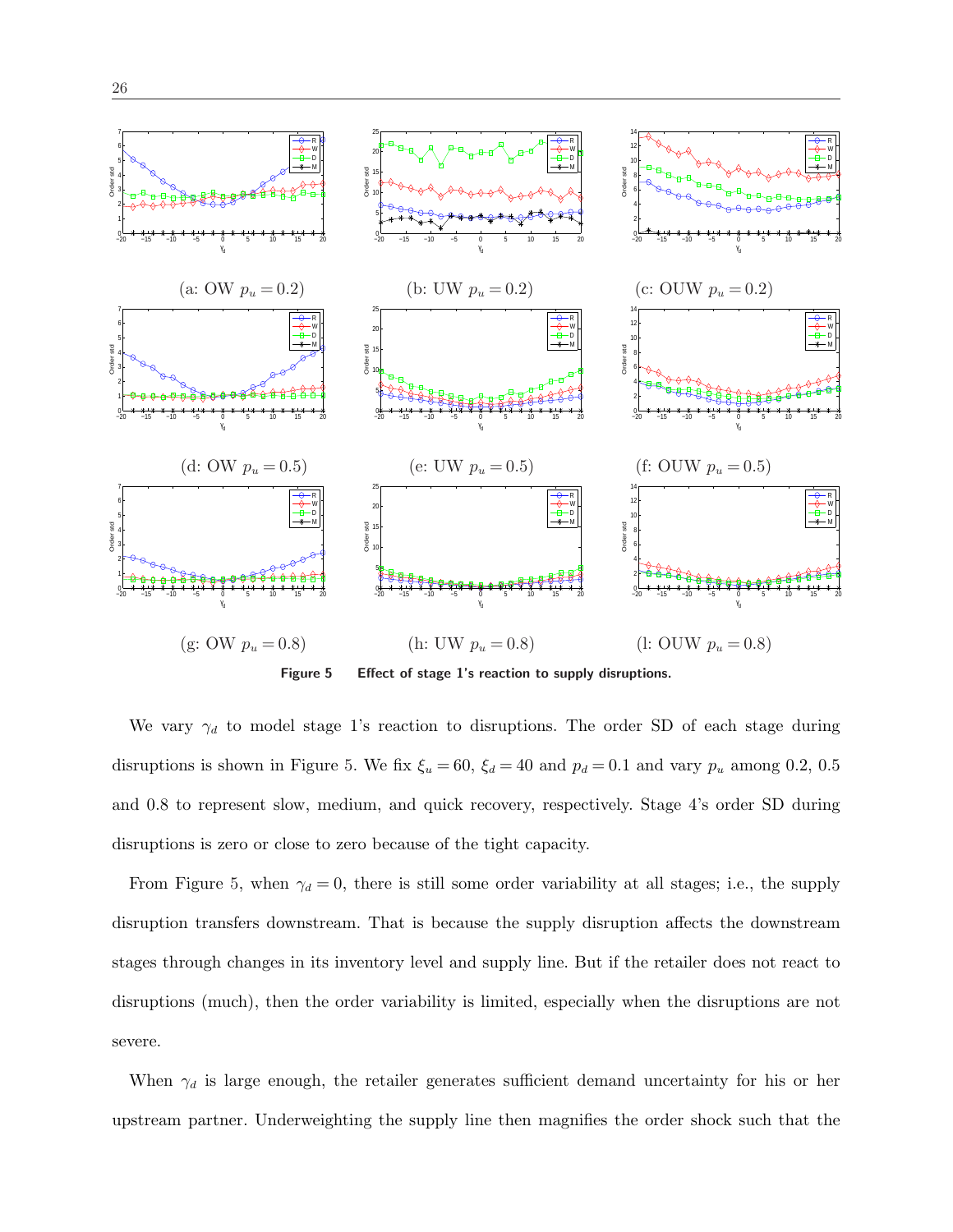(a: OW $p_u = 0.2$)

(b: UW $p_u = 0.2$)

(c: OUW $p_u = 0.2$)

(d: OW $p_u = 0.5$)

(e: UW $p_u = 0.5$)

(f: OUW $p_u = 0.5$)

(g: OW $p_u = 0.8$)

(h: UW $p_u = 0.8$)

(l: OUW $p_u = 0.8$)

**Figure 5 Effect of stage 1's reaction to supply disruptions.**

We vary $\gamma_d$ to model stage 1's reaction to disruptions. The order SD of each stage during disruptions is shown in Figure 5. We fix $\xi_u = 60$, $\xi_d = 40$ and $p_d = 0.1$ and vary $p_u$ among 0.2, 0.5 and 0.8 to represent slow, medium, and quick recovery, respectively. Stage 4's order SD during disruptions is zero or close to zero because of the tight capacity.

From Figure 5, when $\gamma_d = 0$, there is still some order variability at all stages; i.e., the supply disruption transfers downstream. That is because the supply disruption affects the downstream stages through changes in its inventory level and supply line. But if the retailer does not react to disruptions (much), then the order variability is limited, especially when the disruptions are not severe.

When $\gamma_d$ is large enough, the retailer generates sufficient demand uncertainty for his or her upstream partner. Underweighting the supply line then magnifies the order shock such that the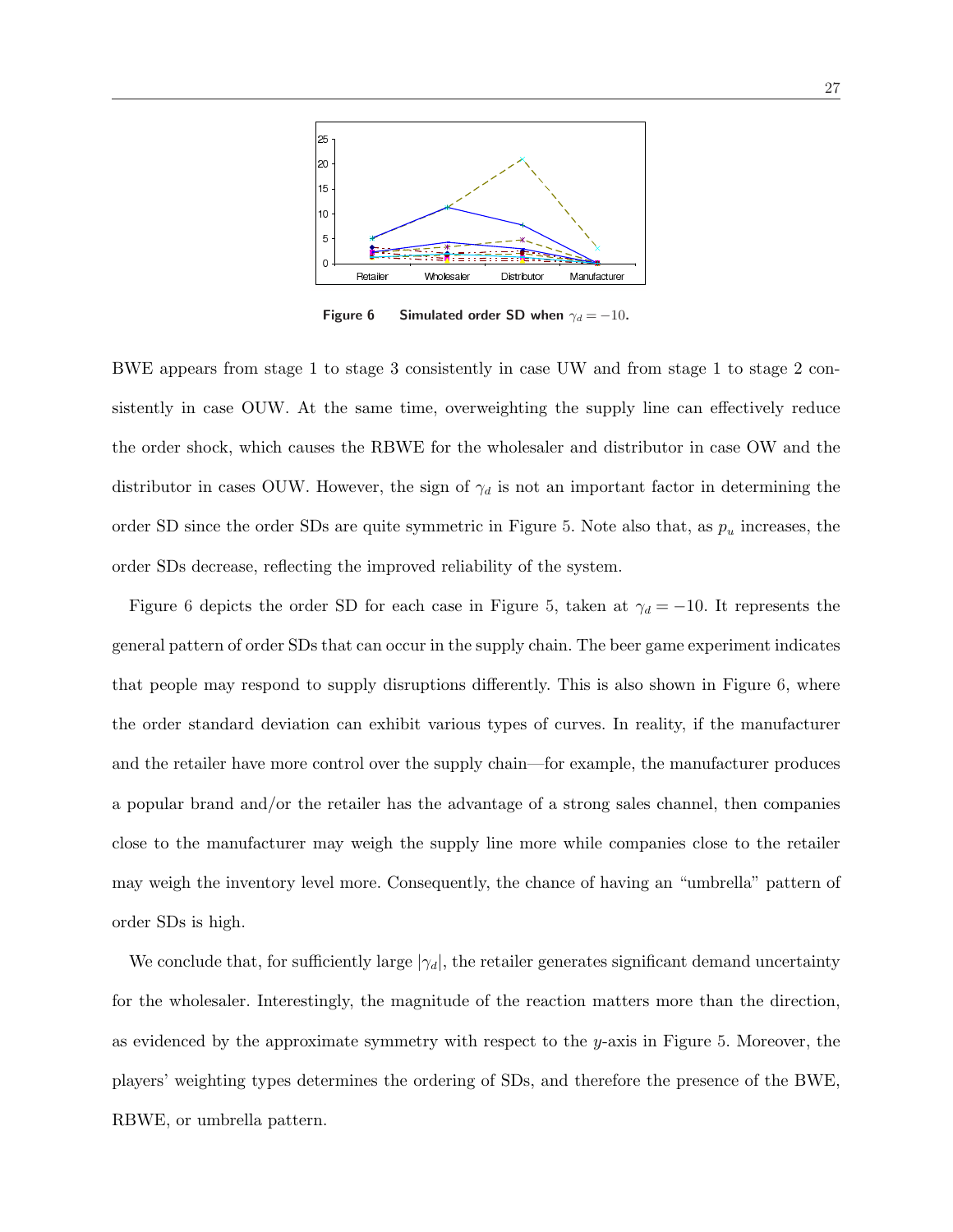Figure 6 Simulated order SD when $\gamma_d = -10$.

BWE appears from stage 1 to stage 3 consistently in case UW and from stage 1 to stage 2 consistently in case OUW. At the same time, overweighting the supply line can effectively reduce the order shock, which causes the RBWE for the wholesaler and distributor in case OW and the distributor in cases OUW. However, the sign of $\gamma_d$ is not an important factor in determining the order SD since the order SDs are quite symmetric in Figure 5. Note also that, as $p_u$ increases, the order SDs decrease, reflecting the improved reliability of the system.

Figure 6 depicts the order SD for each case in Figure 5, taken at $\gamma_d = -10$. It represents the general pattern of order SDs that can occur in the supply chain. The beer game experiment indicates that people may respond to supply disruptions differently. This is also shown in Figure 6, where the order standard deviation can exhibit various types of curves. In reality, if the manufacturer and the retailer have more control over the supply chain—for example, the manufacturer produces a popular brand and/or the retailer has the advantage of a strong sales channel, then companies close to the manufacturer may weigh the supply line more while companies close to the retailer may weigh the inventory level more. Consequently, the chance of having an "umbrella" pattern of order SDs is high.

We conclude that, for sufficiently large $|\gamma_d|$, the retailer generates significant demand uncertainty for the wholesaler. Interestingly, the magnitude of the reaction matters more than the direction, as evidenced by the approximate symmetry with respect to the $y$-axis in Figure 5. Moreover, the players' weighting types determines the ordering of SDs, and therefore the presence of the BWE, RBWE, or umbrella pattern.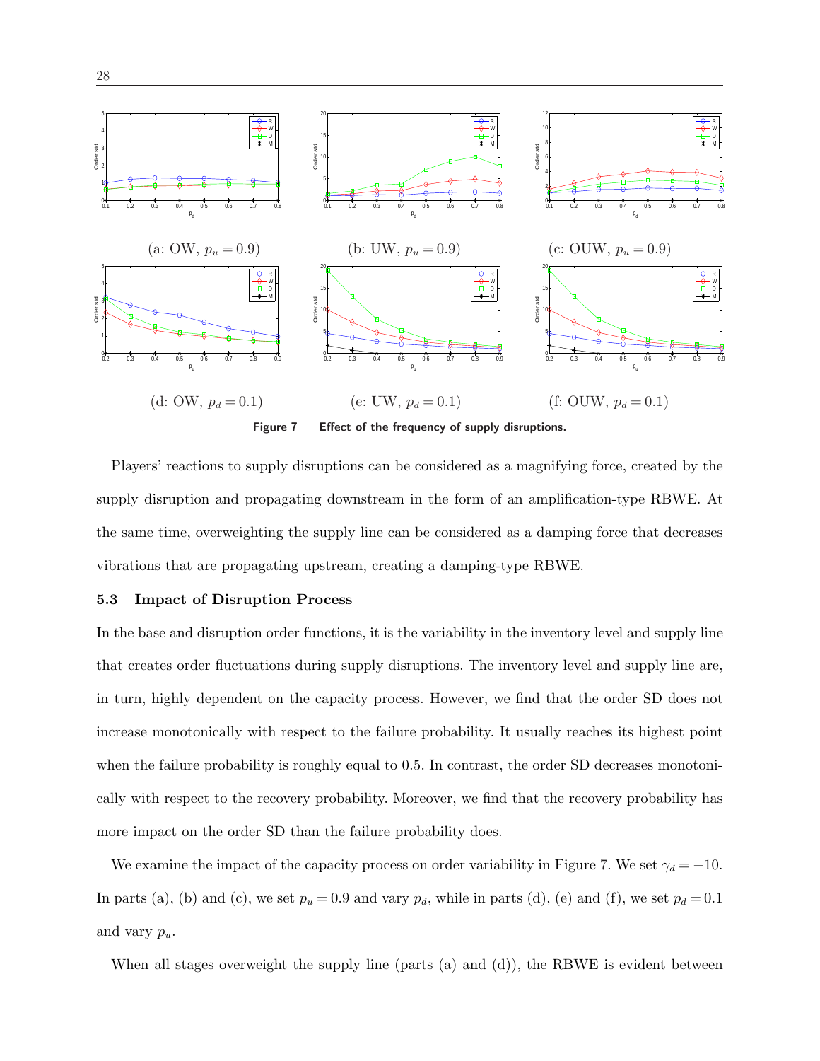(a: OW, $p_u = 0.9$)

(b: UW, $p_u = 0.9$)

(c: OUW, $p_u = 0.9$)

(d: OW, $p_d = 0.1$)

(e: UW, $p_d = 0.1$)

(f: OUW, $p_d = 0.1$)

**Figure 7** Effect of the frequency of supply disruptions.

Players' reactions to supply disruptions can be considered as a magnifying force, created by the supply disruption and propagating downstream in the form of an amplification-type RBWE. At the same time, overweighting the supply line can be considered as a damping force that decreases vibrations that are propagating upstream, creating a damping-type RBWE.

### 5.3 Impact of Disruption Process

In the base and disruption order functions, it is the variability in the inventory level and supply line that creates order fluctuations during supply disruptions. The inventory level and supply line are, in turn, highly dependent on the capacity process. However, we find that the order SD does not increase monotonically with respect to the failure probability. It usually reaches its highest point when the failure probability is roughly equal to 0.5. In contrast, the order SD decreases monotonically with respect to the recovery probability. Moreover, we find that the recovery probability has more impact on the order SD than the failure probability does.

We examine the impact of the capacity process on order variability in Figure 7. We set $\gamma_d = -10$. In parts (a), (b) and (c), we set $p_u = 0.9$ and vary $p_d$, while in parts (d), (e) and (f), we set $p_d = 0.1$ and vary $p_u$.

When all stages overweight the supply line (parts (a) and (d)), the RBWE is evident between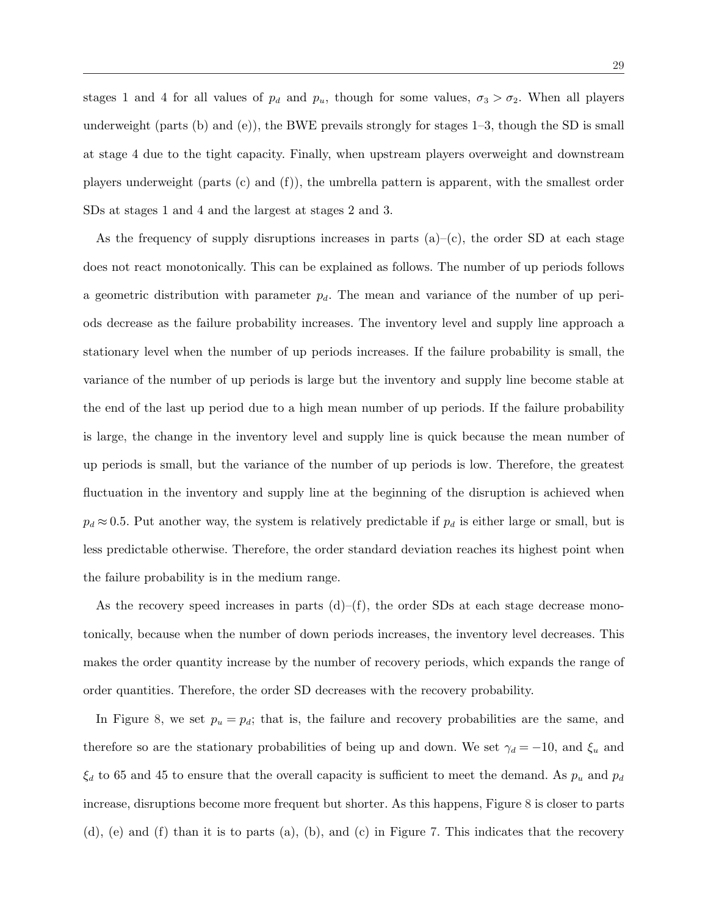stages 1 and 4 for all values of $p_d$ and $p_u$, though for some values, $\sigma_3 > \sigma_2$. When all players underweight (parts (b) and (e)), the BWE prevails strongly for stages 1–3, though the SD is small at stage 4 due to the tight capacity. Finally, when upstream players overweight and downstream players underweight (parts (c) and (f)), the umbrella pattern is apparent, with the smallest order SDs at stages 1 and 4 and the largest at stages 2 and 3.

As the frequency of supply disruptions increases in parts (a)–(c), the order SD at each stage does not react monotonically. This can be explained as follows. The number of up periods follows a geometric distribution with parameter $p_d$. The mean and variance of the number of up periods decrease as the failure probability increases. The inventory level and supply line approach a stationary level when the number of up periods increases. If the failure probability is small, the variance of the number of up periods is large but the inventory and supply line become stable at the end of the last up period due to a high mean number of up periods. If the failure probability is large, the change in the inventory level and supply line is quick because the mean number of up periods is small, but the variance of the number of up periods is low. Therefore, the greatest fluctuation in the inventory and supply line at the beginning of the disruption is achieved when $p_d \approx 0.5$. Put another way, the system is relatively predictable if $p_d$ is either large or small, but is less predictable otherwise. Therefore, the order standard deviation reaches its highest point when the failure probability is in the medium range.

As the recovery speed increases in parts (d)–(f), the order SDs at each stage decrease monotonically, because when the number of down periods increases, the inventory level decreases. This makes the order quantity increase by the number of recovery periods, which expands the range of order quantities. Therefore, the order SD decreases with the recovery probability.

In Figure 8, we set $p_u = p_d$; that is, the failure and recovery probabilities are the same, and therefore so are the stationary probabilities of being up and down. We set $\gamma_d = -10$, and $\xi_u$ and $\xi_d$ to 65 and 45 to ensure that the overall capacity is sufficient to meet the demand. As $p_u$ and $p_d$ increase, disruptions become more frequent but shorter. As this happens, Figure 8 is closer to parts (d), (e) and (f) than it is to parts (a), (b), and (c) in Figure 7. This indicates that the recovery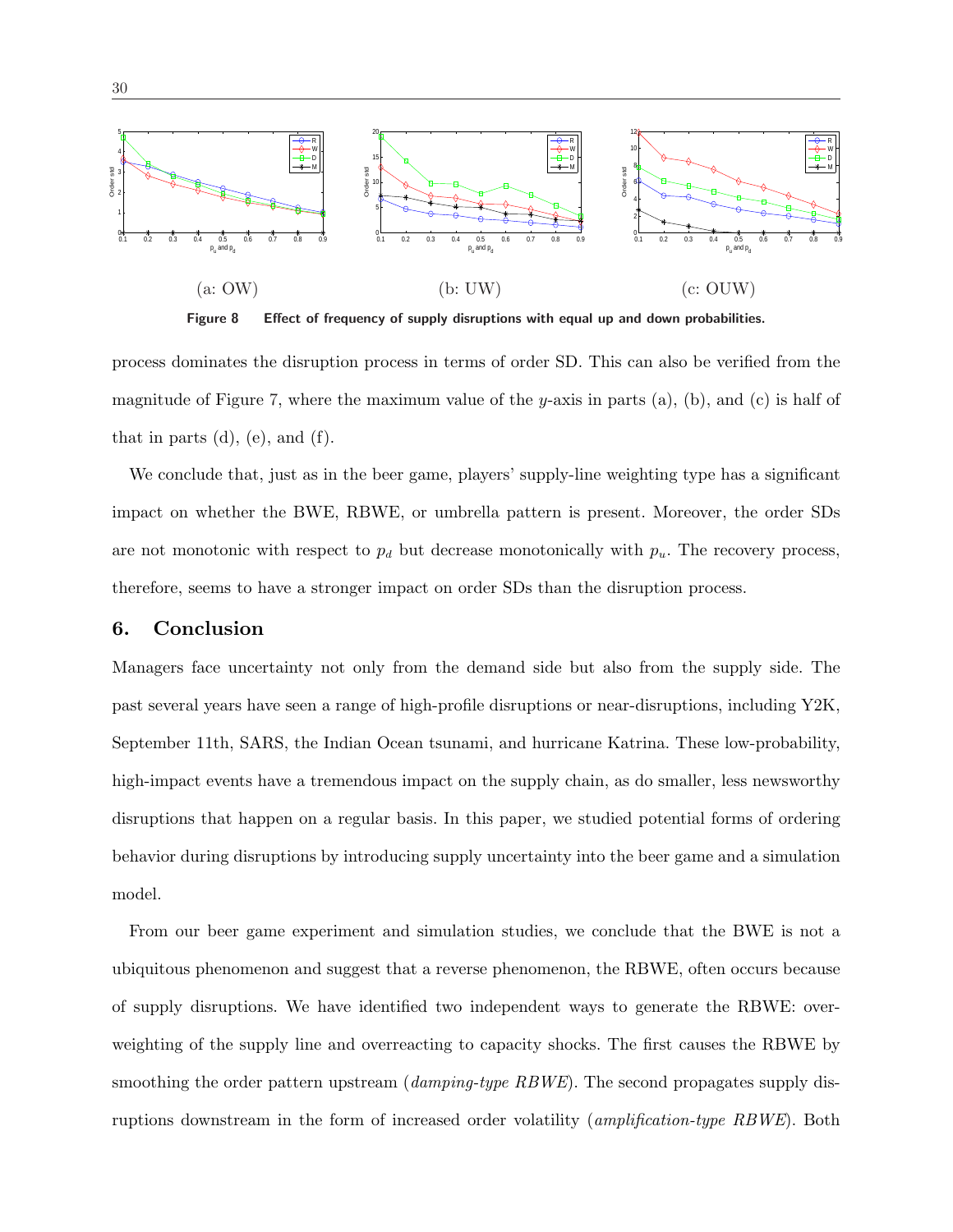(a: OW) (b: UW) (c: OUW)

**Figure 8** **Effect of frequency of supply disruptions with equal up and down probabilities.**

process dominates the disruption process in terms of order SD. This can also be verified from the magnitude of Figure 7, where the maximum value of the $y$-axis in parts (a), (b), and (c) is half of that in parts (d), (e), and (f).

We conclude that, just as in the beer game, players' supply-line weighting type has a significant impact on whether the BWE, RBWE, or umbrella pattern is present. Moreover, the order SDs are not monotonic with respect to $p_d$ but decrease monotonically with $p_u$. The recovery process, therefore, seems to have a stronger impact on order SDs than the disruption process.

## 6. Conclusion

Managers face uncertainty not only from the demand side but also from the supply side. The past several years have seen a range of high-profile disruptions or near-disruptions, including Y2K, September 11th, SARS, the Indian Ocean tsunami, and hurricane Katrina. These low-probability, high-impact events have a tremendous impact on the supply chain, as do smaller, less newsworthy disruptions that happen on a regular basis. In this paper, we studied potential forms of ordering behavior during disruptions by introducing supply uncertainty into the beer game and a simulation model.

From our beer game experiment and simulation studies, we conclude that the BWE is not a ubiquitous phenomenon and suggest that a reverse phenomenon, the RBWE, often occurs because of supply disruptions. We have identified two independent ways to generate the RBWE: overweighting of the supply line and overreacting to capacity shocks. The first causes the RBWE by smoothing the order pattern upstream (*damping-type RBWE*). The second propagates supply disruptions downstream in the form of increased order volatility (*amplification-type RBWE*). Both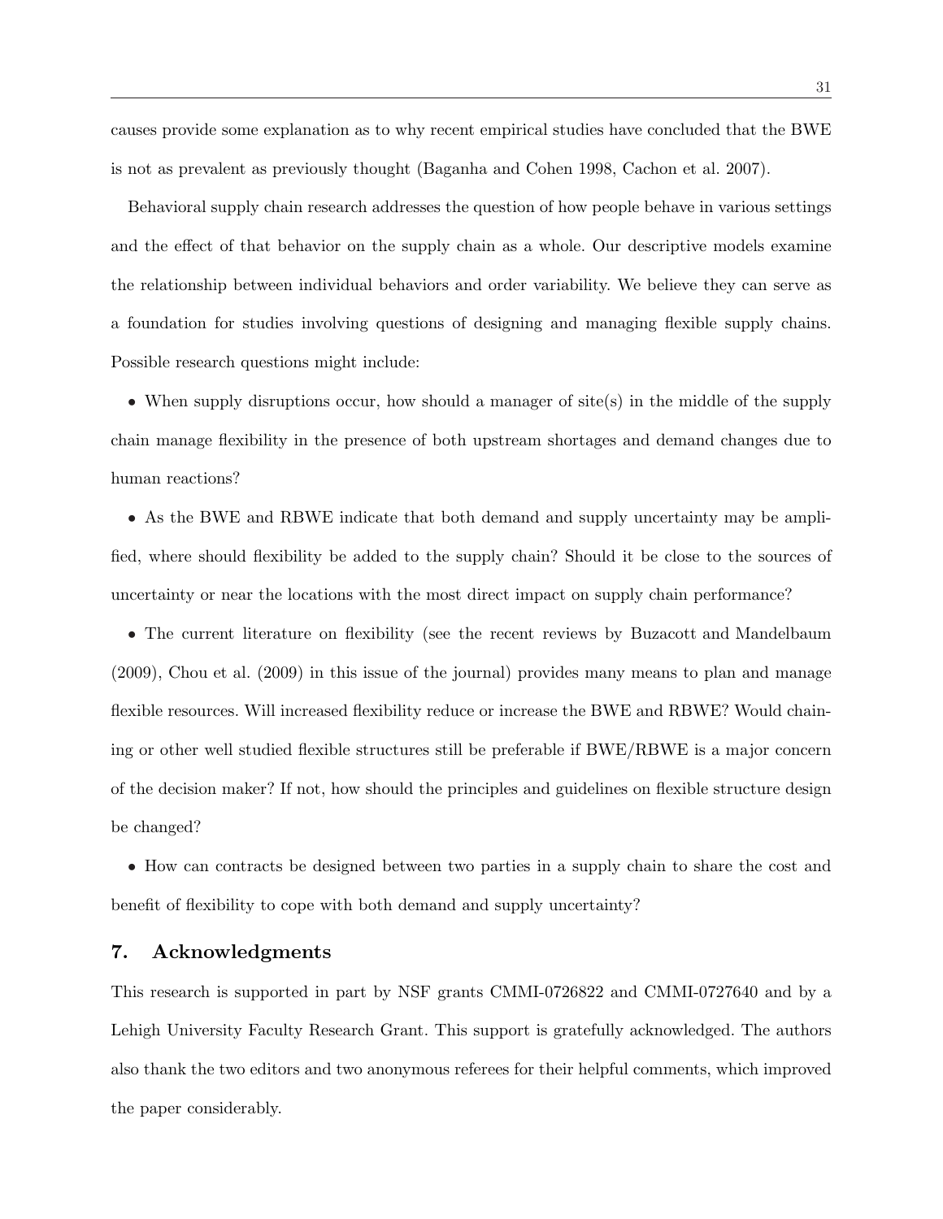causes provide some explanation as to why recent empirical studies have concluded that the BWE is not as prevalent as previously thought (Baganha and Cohen 1998, Cachon et al. 2007).

Behavioral supply chain research addresses the question of how people behave in various settings and the effect of that behavior on the supply chain as a whole. Our descriptive models examine the relationship between individual behaviors and order variability. We believe they can serve as a foundation for studies involving questions of designing and managing flexible supply chains. Possible research questions might include:

- When supply disruptions occur, how should a manager of site(s) in the middle of the supply chain manage flexibility in the presence of both upstream shortages and demand changes due to human reactions?
- As the BWE and RBWE indicate that both demand and supply uncertainty may be amplified, where should flexibility be added to the supply chain? Should it be close to the sources of uncertainty or near the locations with the most direct impact on supply chain performance?
- The current literature on flexibility (see the recent reviews by Buzacott and Mandelbaum (2009), Chou et al. (2009) in this issue of the journal) provides many means to plan and manage flexible resources. Will increased flexibility reduce or increase the BWE and RBWE? Would chaining or other well studied flexible structures still be preferable if BWE/RBWE is a major concern of the decision maker? If not, how should the principles and guidelines on flexible structure design be changed?
- How can contracts be designed between two parties in a supply chain to share the cost and benefit of flexibility to cope with both demand and supply uncertainty?

## 7. Acknowledgments

This research is supported in part by NSF grants CMMI-0726822 and CMMI-0727640 and by a Lehigh University Faculty Research Grant. This support is gratefully acknowledged. The authors also thank the two editors and two anonymous referees for their helpful comments, which improved the paper considerably.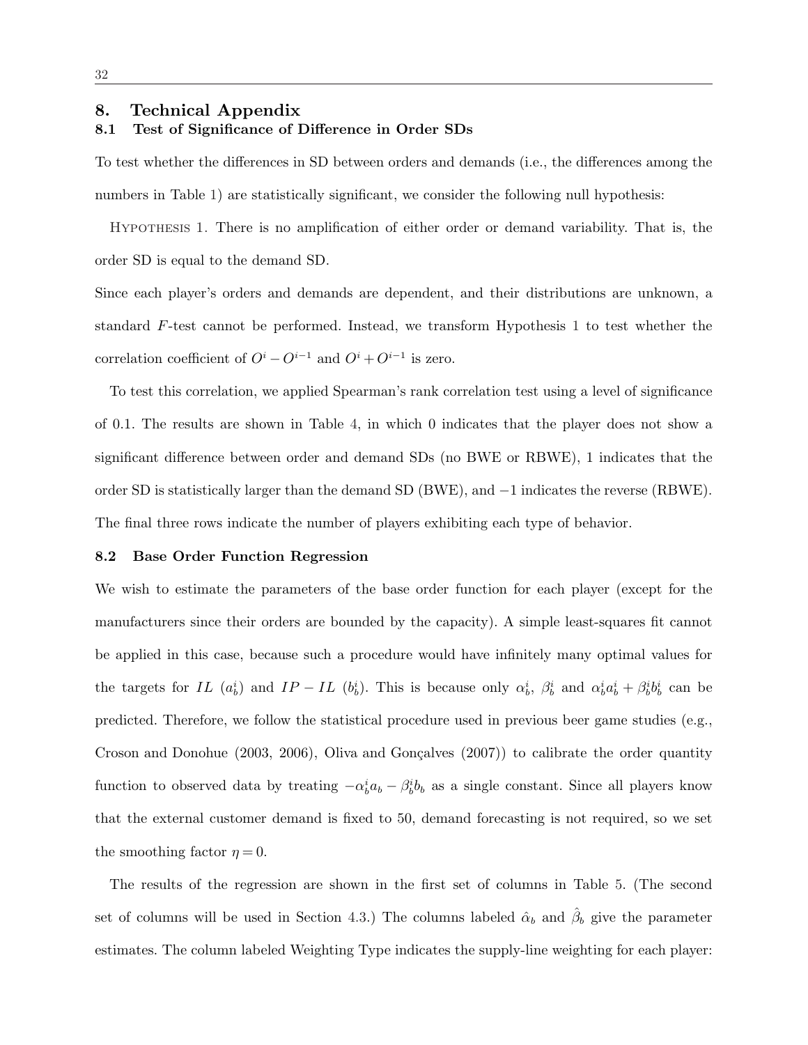# 8. Technical Appendix

## 8.1 Test of Significance of Difference in Order SDs

To test whether the differences in SD between orders and demands (i.e., the differences among the numbers in Table 1) are statistically significant, we consider the following null hypothesis:

Hypothesis 1. There is no amplification of either order or demand variability. That is, the order SD is equal to the demand SD.

Since each player's orders and demands are dependent, and their distributions are unknown, a standard $F$-test cannot be performed. Instead, we transform Hypothesis 1 to test whether the correlation coefficient of $O^i - O^{i-1}$ and $O^i + O^{i-1}$ is zero.

To test this correlation, we applied Spearman's rank correlation test using a level of significance of 0.1. The results are shown in Table 4, in which 0 indicates that the player does not show a significant difference between order and demand SDs (no BWE or RBWE), 1 indicates that the order SD is statistically larger than the demand SD (BWE), and $-1$ indicates the reverse (RBWE). The final three rows indicate the number of players exhibiting each type of behavior.

## 8.2 Base Order Function Regression

We wish to estimate the parameters of the base order function for each player (except for the manufacturers since their orders are bounded by the capacity). A simple least-squares fit cannot be applied in this case, because such a procedure would have infinitely many optimal values for the targets for $IL$ ($a_b^i$) and $IP - IL$ ($b_b^i$). This is because only $\alpha_b^i$, $\beta_b^i$ and $\alpha_b^i a_b^i + \beta_b^i b_b^i$ can be predicted. Therefore, we follow the statistical procedure used in previous beer game studies (e.g., Croson and Donohue (2003, 2006), Oliva and Gonçalves (2007)) to calibrate the order quantity function to observed data by treating $-\alpha_b^i a_b - \beta_b^i b_b$ as a single constant. Since all players know that the external customer demand is fixed to 50, demand forecasting is not required, so we set the smoothing factor $\eta = 0$.

The results of the regression are shown in the first set of columns in Table 5. (The second set of columns will be used in Section 4.3.) The columns labeled $\hat{\alpha}_b$ and $\hat{\beta}_b$ give the parameter estimates. The column labeled Weighting Type indicates the supply-line weighting for each player: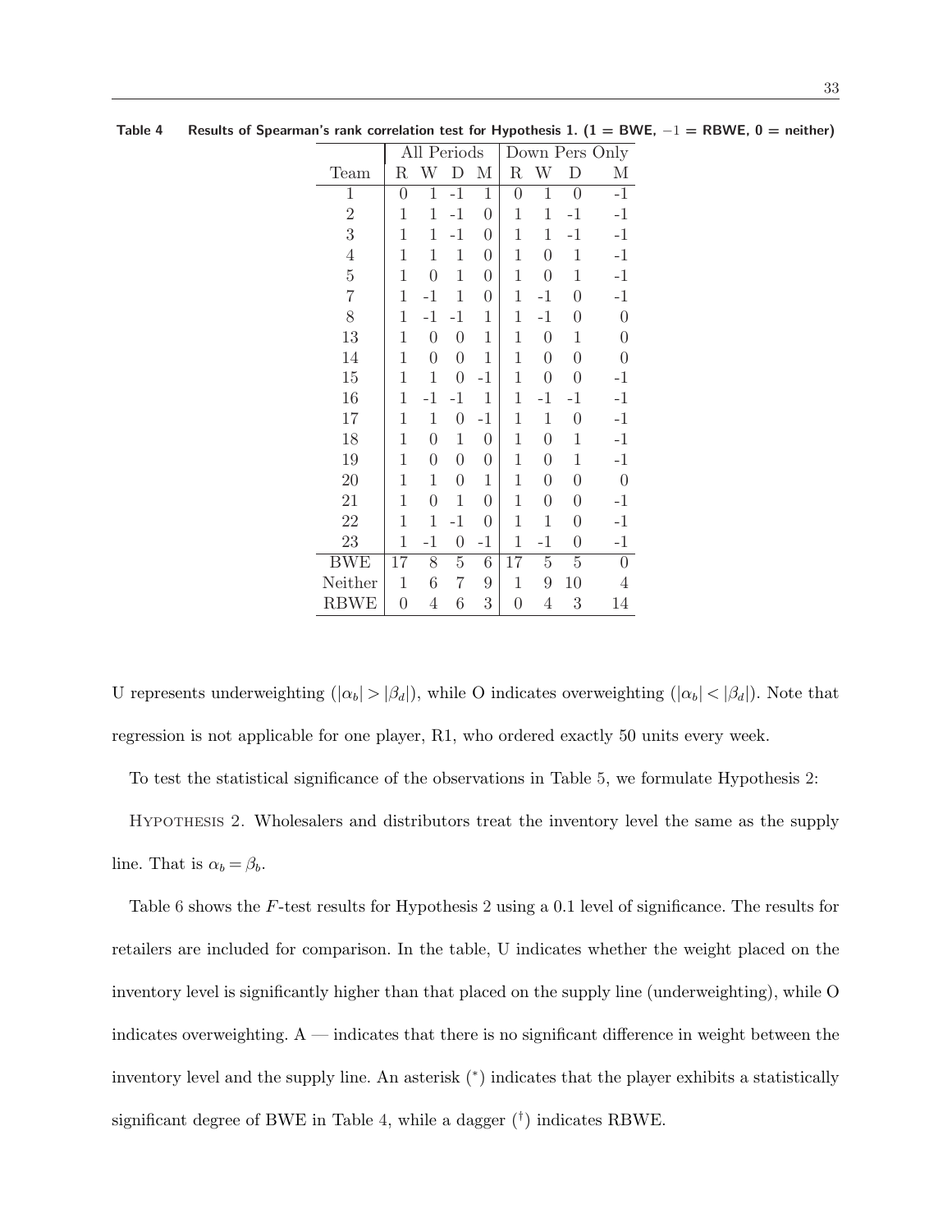**Table 4 Results of Spearman's rank correlation test for Hypothesis 1. (1 = BWE, −1 = RBWE, 0 = neither)**

| | All Periods | | | | Down Pers Only | | | |
|---|---|---|---|---|---|---|---|---|
| Team | R | W | D | M | R | W | D | M |
| 1 | 0 | 1 | -1 | 1 | 0 | 1 | 0 | -1 |
| 2 | 1 | 1 | -1 | 0 | 1 | 1 | -1 | -1 |
| 3 | 1 | 1 | -1 | 0 | 1 | 1 | -1 | -1 |
| 4 | 1 | 1 | 1 | 0 | 1 | 0 | 1 | -1 |
| 5 | 1 | 0 | 1 | 0 | 1 | 0 | 1 | -1 |
| 7 | 1 | -1 | 1 | 0 | 1 | -1 | 0 | -1 |
| 8 | 1 | -1 | -1 | 1 | 1 | -1 | 0 | 0 |
| 13 | 1 | 0 | 0 | 1 | 1 | 0 | 1 | 0 |
| 14 | 1 | 0 | 0 | 1 | 1 | 0 | 0 | 0 |
| 15 | 1 | 1 | 0 | -1 | 1 | 0 | 0 | -1 |
| 16 | 1 | -1 | -1 | 1 | 1 | -1 | -1 | -1 |
| 17 | 1 | 1 | 0 | -1 | 1 | 1 | 0 | -1 |
| 18 | 1 | 0 | 1 | 0 | 1 | 0 | 1 | -1 |
| 19 | 1 | 0 | 0 | 0 | 1 | 0 | 1 | -1 |
| 20 | 1 | 1 | 0 | 1 | 1 | 0 | 0 | 0 |
| 21 | 1 | 0 | 1 | 0 | 1 | 0 | 0 | -1 |
| 22 | 1 | 1 | -1 | 0 | 1 | 1 | 0 | -1 |
| 23 | 1 | -1 | 0 | -1 | 1 | -1 | 0 | -1 |
| BWE | 17 | 8 | 5 | 6 | 17 | 5 | 5 | 0 |
| Neither | 1 | 6 | 7 | 9 | 1 | 9 | 10 | 4 |
| RBWE | 0 | 4 | 6 | 3 | 0 | 4 | 3 | 14 |

U represents underweighting ($|\alpha_b| > |\beta_d|$), while O indicates overweighting ($|\alpha_b| < |\beta_d|$). Note that regression is not applicable for one player, R1, who ordered exactly 50 units every week.

To test the statistical significance of the observations in Table 5, we formulate Hypothesis 2:

HYPOTHESIS 2. Wholesalers and distributors treat the inventory level the same as the supply line. That is $\alpha_b = \beta_b$.

Table 6 shows the $F$-test results for Hypothesis 2 using a 0.1 level of significance. The results for retailers are included for comparison. In the table, U indicates whether the weight placed on the inventory level is significantly higher than that placed on the supply line (underweighting), while O indicates overweighting. A — indicates that there is no significant difference in weight between the inventory level and the supply line. An asterisk ($^*$) indicates that the player exhibits a statistically significant degree of BWE in Table 4, while a dagger ($^\dagger$) indicates RBWE.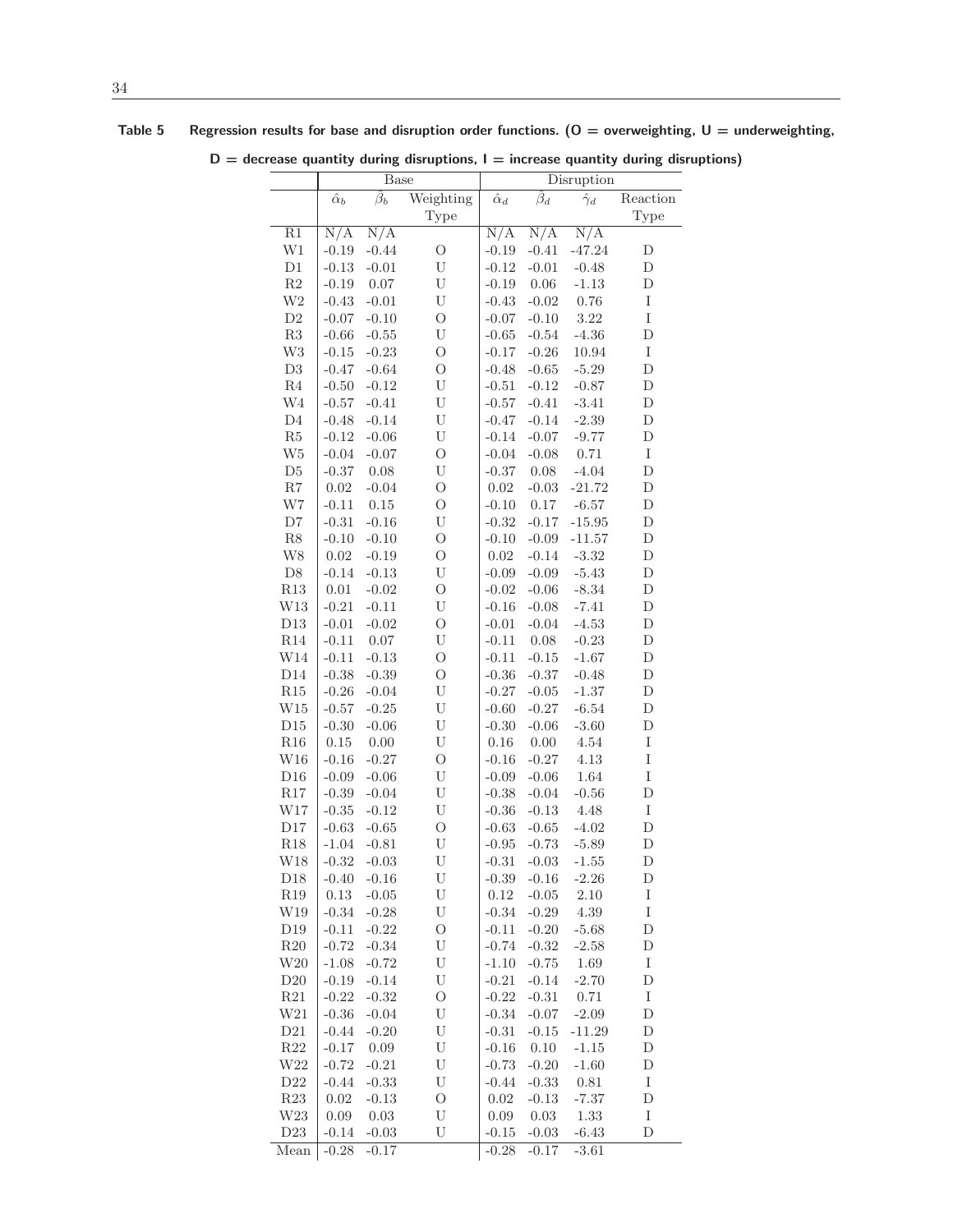**Table 5** Regression results for base and disruption order functions. (O = overweighting, U = underweighting, D = decrease quantity during disruptions, I = increase quantity during disruptions)

| | Base | | | Disruption | | | |
|---|---|---|---|---|---|---|---|
| | $\hat{\alpha}_b$ | $\hat{\beta}_b$ | Weighting Type | $\hat{\alpha}_d$ | $\hat{\beta}_d$ | $\hat{\gamma}_d$ | Reaction Type |
| R1 | N/A | N/A | | N/A | N/A | N/A | |
| W1 | -0.19 | -0.44 | O | -0.19 | -0.41 | -47.24 | D |
| D1 | -0.13 | -0.01 | U | -0.12 | -0.01 | -0.48 | D |
| R2 | -0.19 | 0.07 | U | -0.19 | 0.06 | -1.13 | D |
| W2 | -0.43 | -0.01 | U | -0.43 | -0.02 | 0.76 | I |
| D2 | -0.07 | -0.10 | O | -0.07 | -0.10 | 3.22 | I |
| R3 | -0.66 | -0.55 | U | -0.65 | -0.54 | -4.36 | D |
| W3 | -0.15 | -0.23 | O | -0.17 | -0.26 | 10.94 | I |
| D3 | -0.47 | -0.64 | O | -0.48 | -0.65 | -5.29 | D |
| R4 | -0.50 | -0.12 | U | -0.51 | -0.12 | -0.87 | D |
| W4 | -0.57 | -0.41 | U | -0.57 | -0.41 | -3.41 | D |
| D4 | -0.48 | -0.14 | U | -0.47 | -0.14 | -2.39 | D |
| R5 | -0.12 | -0.06 | U | -0.14 | -0.07 | -9.77 | D |
| W5 | -0.04 | -0.07 | O | -0.04 | -0.08 | 0.71 | I |
| D5 | -0.37 | 0.08 | U | -0.37 | 0.08 | -4.04 | D |
| R7 | 0.02 | -0.04 | O | 0.02 | -0.03 | -21.72 | D |
| W7 | -0.11 | 0.15 | O | -0.10 | 0.17 | -6.57 | D |
| D7 | -0.31 | -0.16 | U | -0.32 | -0.17 | -15.95 | D |
| R8 | -0.10 | -0.10 | O | -0.10 | -0.09 | -11.57 | D |
| W8 | 0.02 | -0.19 | O | 0.02 | -0.14 | -3.32 | D |
| D8 | -0.14 | -0.13 | U | -0.09 | -0.09 | -5.43 | D |
| R13 | 0.01 | -0.02 | O | -0.02 | -0.06 | -8.34 | D |
| W13 | -0.21 | -0.11 | U | -0.16 | -0.08 | -7.41 | D |
| D13 | -0.01 | -0.02 | O | -0.01 | -0.04 | -4.53 | D |
| R14 | -0.11 | 0.07 | U | -0.11 | 0.08 | -0.23 | D |
| W14 | -0.11 | -0.13 | O | -0.11 | -0.15 | -1.67 | D |
| D14 | -0.38 | -0.39 | O | -0.36 | -0.37 | -0.48 | D |
| R15 | -0.26 | -0.04 | U | -0.27 | -0.05 | -1.37 | D |
| W15 | -0.57 | -0.25 | U | -0.60 | -0.27 | -6.54 | D |
| D15 | -0.30 | -0.06 | U | -0.30 | -0.06 | -3.60 | D |
| R16 | 0.15 | 0.00 | U | 0.16 | 0.00 | 4.54 | I |
| W16 | -0.16 | -0.27 | O | -0.16 | -0.27 | 4.13 | I |
| D16 | -0.09 | -0.06 | U | -0.09 | -0.06 | 1.64 | I |
| R17 | -0.39 | -0.04 | U | -0.38 | -0.04 | -0.56 | D |
| W17 | -0.35 | -0.12 | U | -0.36 | -0.13 | 4.48 | I |
| D17 | -0.63 | -0.65 | O | -0.63 | -0.65 | -4.02 | D |
| R18 | -1.04 | -0.81 | U | -0.95 | -0.73 | -5.89 | D |
| W18 | -0.32 | -0.03 | U | -0.31 | -0.03 | -1.55 | D |
| D18 | -0.40 | -0.16 | U | -0.39 | -0.16 | -2.26 | D |
| R19 | 0.13 | -0.05 | U | 0.12 | -0.05 | 2.10 | I |
| W19 | -0.34 | -0.28 | U | -0.34 | -0.29 | 4.39 | I |
| D19 | -0.11 | -0.22 | O | -0.11 | -0.20 | -5.68 | D |
| R20 | -0.72 | -0.34 | U | -0.74 | -0.32 | -2.58 | D |
| W20 | -1.08 | -0.72 | U | -1.10 | -0.75 | 1.69 | I |
| D20 | -0.19 | -0.14 | U | -0.21 | -0.14 | -2.70 | D |
| R21 | -0.22 | -0.32 | O | -0.22 | -0.31 | 0.71 | I |
| W21 | -0.36 | -0.04 | U | -0.34 | -0.07 | -2.09 | D |
| D21 | -0.44 | -0.20 | U | -0.31 | -0.15 | -11.29 | D |
| R22 | -0.17 | 0.09 | U | -0.16 | 0.10 | -1.15 | D |
| W22 | -0.72 | -0.21 | U | -0.73 | -0.20 | -1.60 | D |
| D22 | -0.44 | -0.33 | U | -0.44 | -0.33 | 0.81 | I |
| R23 | 0.02 | -0.13 | O | 0.02 | -0.13 | -7.37 | D |
| W23 | 0.09 | 0.03 | U | 0.09 | 0.03 | 1.33 | I |
| D23 | -0.14 | -0.03 | U | -0.15 | -0.03 | -6.43 | D |
| Mean | -0.28 | -0.17 | | -0.28 | -0.17 | -3.61 | |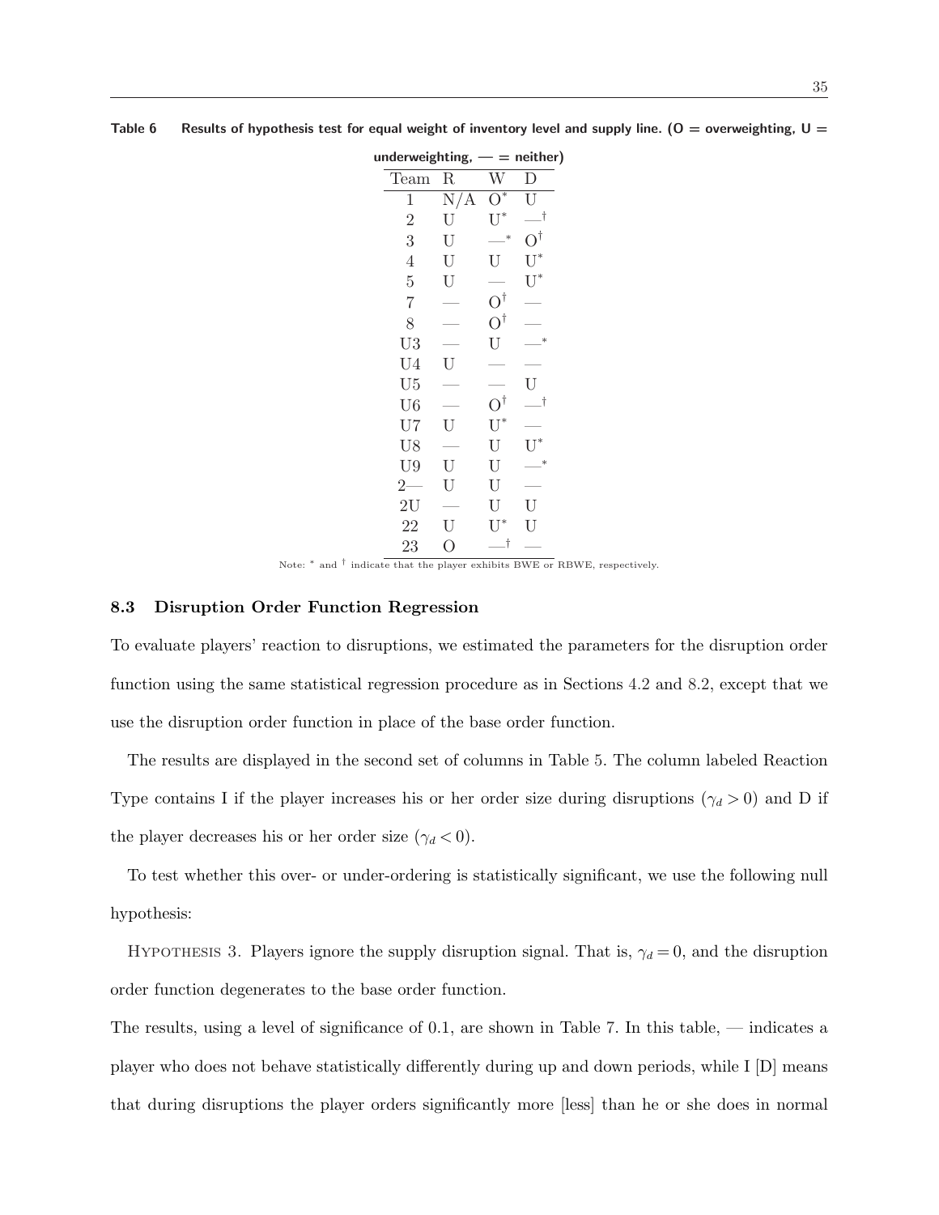**Table 6 Results of hypothesis test for equal weight of inventory level and supply line. (O = overweighting, U = underweighting, — = neither)**

| Team | R | W | D |
|---|---|---|---|
| 1 | N/A | O* | U |
| 2 | U | U* | —† |
| 3 | U | —* | O† |
| 4 | U | U | U* |
| 5 | U | — | U* |
| 7 | — | O† | — |
| 8 | — | O† | — |
| U3 | — | U | —* |
| U4 | U | — | — |
| U5 | — | — | U |
| U6 | — | O† | —† |
| U7 | U | U* | — |
| U8 | — | U | U* |
| U9 | U | U | —* |
| 2— | U | U | — |
| 2U | — | U | U |
| 22 | U | U* | U |
| 23 | O | —† | — |

Note: * and † indicate that the player exhibits BWE or RBWE, respectively.

### 8.3 Disruption Order Function Regression

To evaluate players' reaction to disruptions, we estimated the parameters for the disruption order function using the same statistical regression procedure as in Sections 4.2 and 8.2, except that we use the disruption order function in place of the base order function.

The results are displayed in the second set of columns in Table 5. The column labeled Reaction Type contains I if the player increases his or her order size during disruptions ($\gamma_d > 0$) and D if the player decreases his or her order size ($\gamma_d < 0$).

To test whether this over- or under-ordering is statistically significant, we use the following null hypothesis:

HYPOTHESIS 3. Players ignore the supply disruption signal. That is, $\gamma_d = 0$, and the disruption order function degenerates to the base order function.

The results, using a level of significance of 0.1, are shown in Table 7. In this table, — indicates a player who does not behave statistically differently during up and down periods, while I [D] means that during disruptions the player orders significantly more [less] than he or she does in normal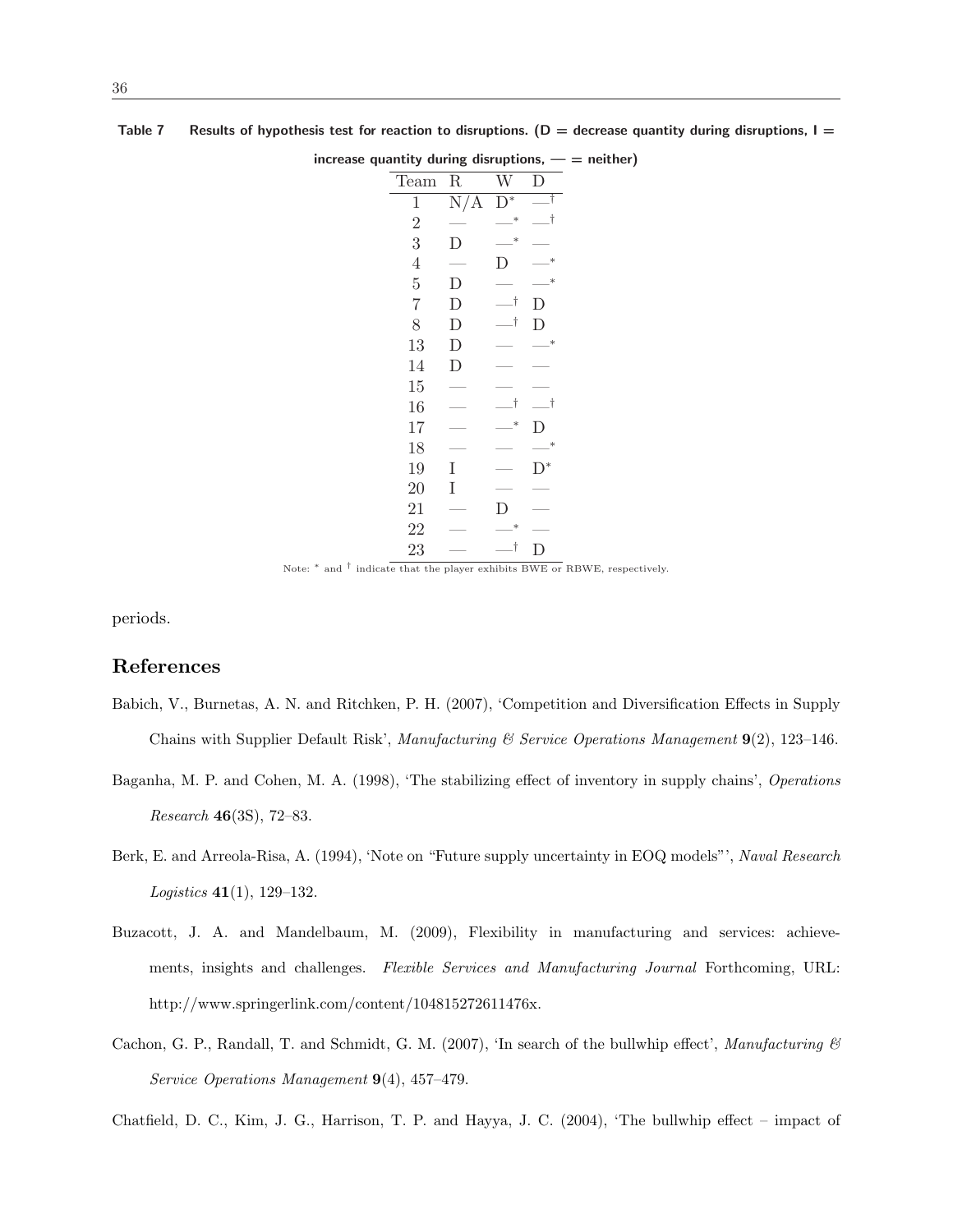**Table 7** Results of hypothesis test for reaction to disruptions. (D = decrease quantity during disruptions, I = increase quantity during disruptions, — = neither)

| Team | R | W | D |
|---|---|---|---|
| 1 | N/A | D* | —† |
| 2 | — | —* | —† |
| 3 | D | —* | — |
| 4 | — | D | —* |
| 5 | D | — | —* |
| 7 | D | —† | D |
| 8 | D | —† | D |
| 13 | D | — | —* |
| 14 | D | — | — |
| 15 | — | — | — |
| 16 | — | —† | —† |
| 17 | — | —* | D |
| 18 | — | — | —* |
| 19 | I | — | D* |
| 20 | I | — | — |
| 21 | — | D | — |
| 22 | — | —* | — |
| 23 | — | —† | D |

Note: * and † indicate that the player exhibits BWE or RBWE, respectively.

periods.

## References

Babich, V., Burnetas, A. N. and Ritchken, P. H. (2007), 'Competition and Diversification Effects in Supply Chains with Supplier Default Risk', *Manufacturing & Service Operations Management* **9**(2), 123–146.

Baganha, M. P. and Cohen, M. A. (1998), 'The stabilizing effect of inventory in supply chains', *Operations Research* **46**(3S), 72–83.

Berk, E. and Arreola-Risa, A. (1994), 'Note on "Future supply uncertainty in EOQ models"', *Naval Research Logistics* **41**(1), 129–132.

Buzacott, J. A. and Mandelbaum, M. (2009), Flexibility in manufacturing and services: achievements, insights and challenges. *Flexible Services and Manufacturing Journal* Forthcoming, URL: http://www.springerlink.com/content/104815272611476x.

Cachon, G. P., Randall, T. and Schmidt, G. M. (2007), 'In search of the bullwhip effect', *Manufacturing & Service Operations Management* **9**(4), 457–479.

Chatfield, D. C., Kim, J. G., Harrison, T. P. and Hayya, J. C. (2004), 'The bullwhip effect – impact of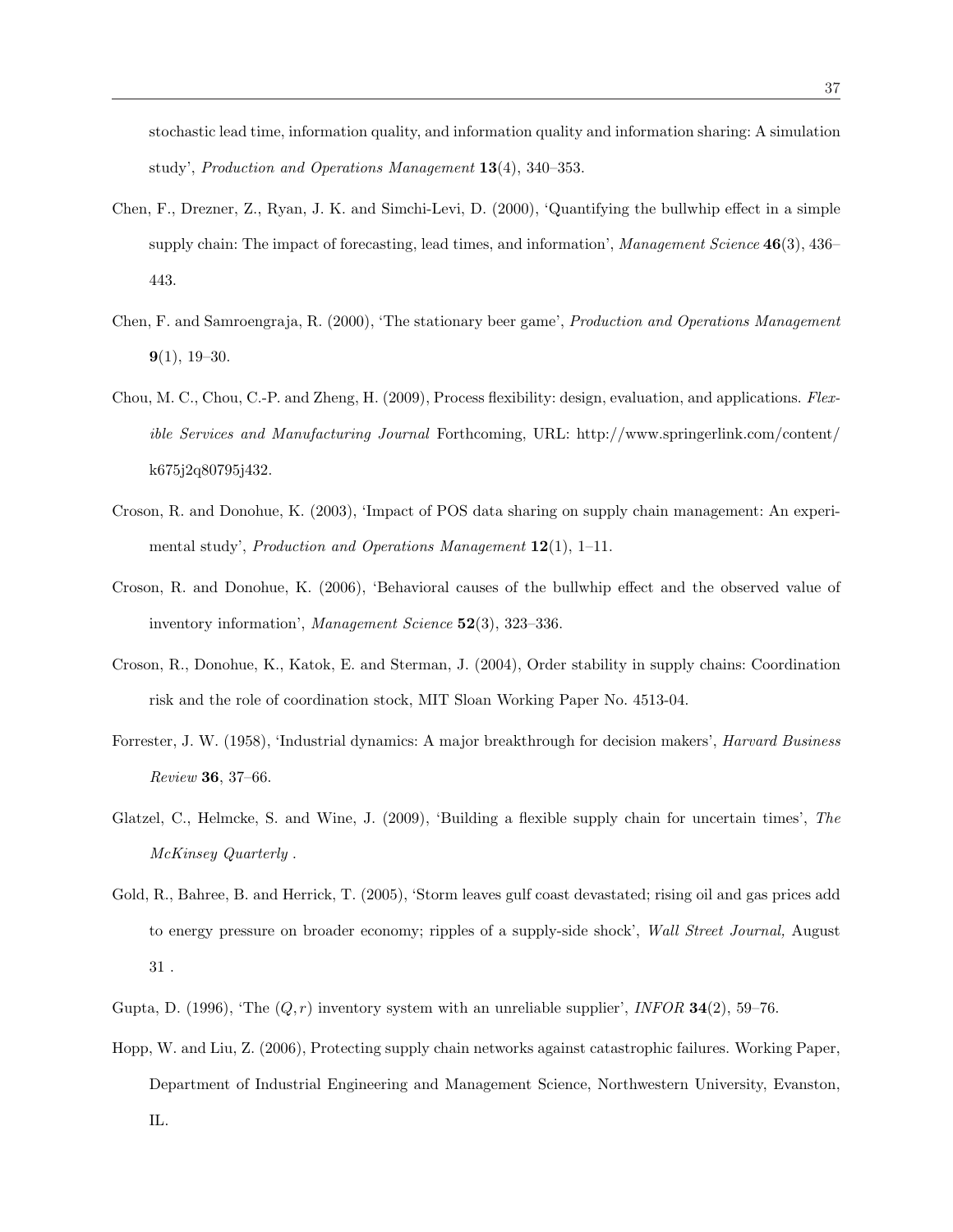stochastic lead time, information quality, and information quality and information sharing: A simulation study', *Production and Operations Management* **13**(4), 340–353.

Chen, F., Drezner, Z., Ryan, J. K. and Simchi-Levi, D. (2000), 'Quantifying the bullwhip effect in a simple supply chain: The impact of forecasting, lead times, and information', *Management Science* **46**(3), 436–443.

Chen, F. and Samroengraja, R. (2000), 'The stationary beer game', *Production and Operations Management* **9**(1), 19–30.

Chou, M. C., Chou, C.-P. and Zheng, H. (2009), Process flexibility: design, evaluation, and applications. *Flexible Services and Manufacturing Journal* Forthcoming, URL: http://www.springerlink.com/content/k675j2q80795j432.

Croson, R. and Donohue, K. (2003), 'Impact of POS data sharing on supply chain management: An experimental study', *Production and Operations Management* **12**(1), 1–11.

Croson, R. and Donohue, K. (2006), 'Behavioral causes of the bullwhip effect and the observed value of inventory information', *Management Science* **52**(3), 323–336.

Croson, R., Donohue, K., Katok, E. and Sterman, J. (2004), Order stability in supply chains: Coordination risk and the role of coordination stock, MIT Sloan Working Paper No. 4513-04.

Forrester, J. W. (1958), 'Industrial dynamics: A major breakthrough for decision makers', *Harvard Business Review* **36**, 37–66.

Glatzel, C., Helmcke, S. and Wine, J. (2009), 'Building a flexible supply chain for uncertain times', *The McKinsey Quarterly* .

Gold, R., Bahree, B. and Herrick, T. (2005), 'Storm leaves gulf coast devastated; rising oil and gas prices add to energy pressure on broader economy; ripples of a supply-side shock', *Wall Street Journal,* August 31 .

Gupta, D. (1996), 'The $(Q, r)$ inventory system with an unreliable supplier', *INFOR* **34**(2), 59–76.

Hopp, W. and Liu, Z. (2006), Protecting supply chain networks against catastrophic failures. Working Paper, Department of Industrial Engineering and Management Science, Northwestern University, Evanston, IL.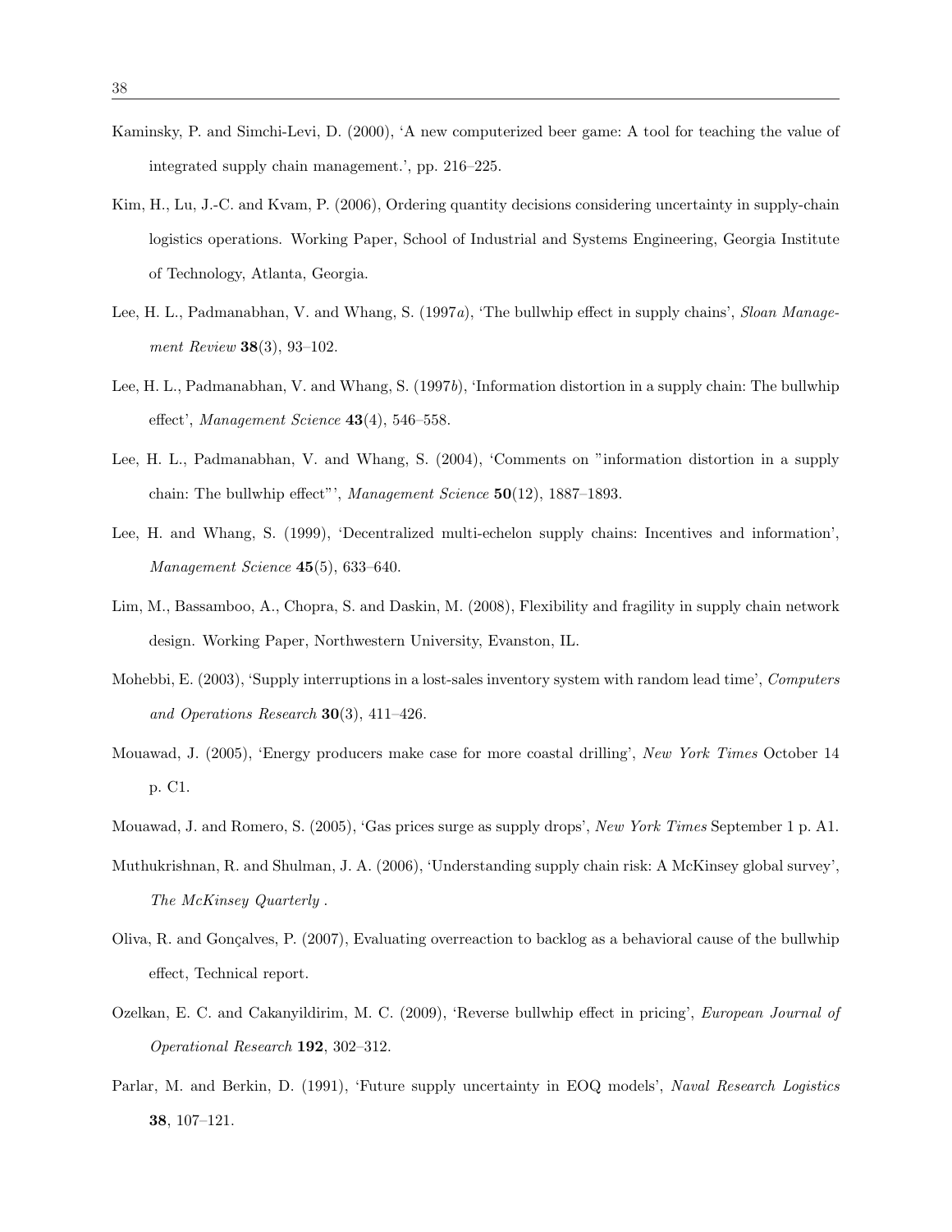Kaminsky, P. and Simchi-Levi, D. (2000), 'A new computerized beer game: A tool for teaching the value of integrated supply chain management.', pp. 216–225.

Kim, H., Lu, J.-C. and Kvam, P. (2006), Ordering quantity decisions considering uncertainty in supply-chain logistics operations. Working Paper, School of Industrial and Systems Engineering, Georgia Institute of Technology, Atlanta, Georgia.

Lee, H. L., Padmanabhan, V. and Whang, S. (1997*a*), 'The bullwhip effect in supply chains', *Sloan Management Review* **38**(3), 93–102.

Lee, H. L., Padmanabhan, V. and Whang, S. (1997*b*), 'Information distortion in a supply chain: The bullwhip effect', *Management Science* **43**(4), 546–558.

Lee, H. L., Padmanabhan, V. and Whang, S. (2004), 'Comments on "information distortion in a supply chain: The bullwhip effect"', *Management Science* **50**(12), 1887–1893.

Lee, H. and Whang, S. (1999), 'Decentralized multi-echelon supply chains: Incentives and information', *Management Science* **45**(5), 633–640.

Lim, M., Bassamboo, A., Chopra, S. and Daskin, M. (2008), Flexibility and fragility in supply chain network design. Working Paper, Northwestern University, Evanston, IL.

Mohebbi, E. (2003), 'Supply interruptions in a lost-sales inventory system with random lead time', *Computers and Operations Research* **30**(3), 411–426.

Mouawad, J. (2005), 'Energy producers make case for more coastal drilling', *New York Times* October 14 p. C1.

Mouawad, J. and Romero, S. (2005), 'Gas prices surge as supply drops', *New York Times* September 1 p. A1.

Muthukrishnan, R. and Shulman, J. A. (2006), 'Understanding supply chain risk: A McKinsey global survey', *The McKinsey Quarterly* .

Oliva, R. and Gonçalves, P. (2007), Evaluating overreaction to backlog as a behavioral cause of the bullwhip effect, Technical report.

Ozelkan, E. C. and Cakanyildirim, M. C. (2009), 'Reverse bullwhip effect in pricing', *European Journal of Operational Research* **192**, 302–312.

Parlar, M. and Berkin, D. (1991), 'Future supply uncertainty in EOQ models', *Naval Research Logistics* **38**, 107–121.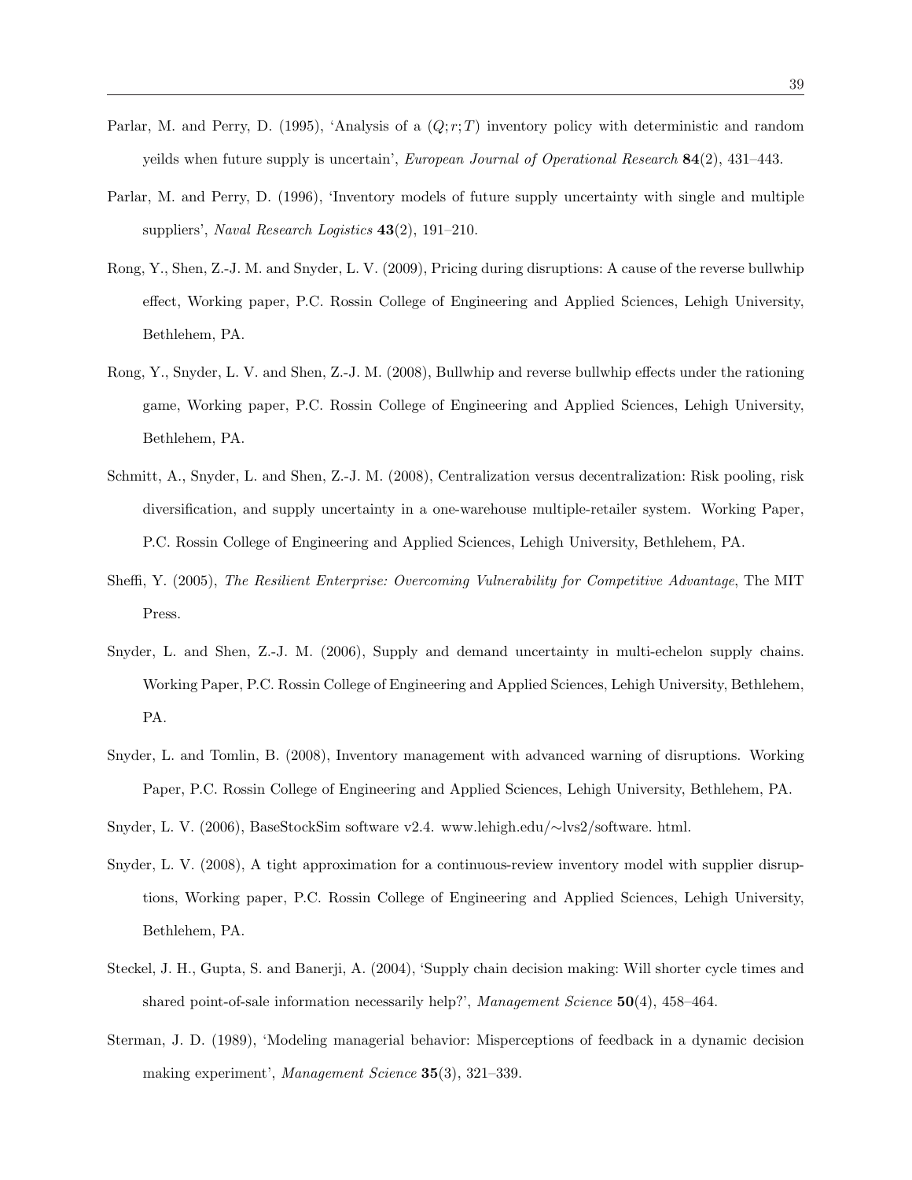Parlar, M. and Perry, D. (1995), 'Analysis of a $(Q; r; T)$ inventory policy with deterministic and random yeilds when future supply is uncertain', *European Journal of Operational Research* **84**(2), 431–443.

Parlar, M. and Perry, D. (1996), 'Inventory models of future supply uncertainty with single and multiple suppliers', *Naval Research Logistics* **43**(2), 191–210.

Rong, Y., Shen, Z.-J. M. and Snyder, L. V. (2009), Pricing during disruptions: A cause of the reverse bullwhip effect, Working paper, P.C. Rossin College of Engineering and Applied Sciences, Lehigh University, Bethlehem, PA.

Rong, Y., Snyder, L. V. and Shen, Z.-J. M. (2008), Bullwhip and reverse bullwhip effects under the rationing game, Working paper, P.C. Rossin College of Engineering and Applied Sciences, Lehigh University, Bethlehem, PA.

Schmitt, A., Snyder, L. and Shen, Z.-J. M. (2008), Centralization versus decentralization: Risk pooling, risk diversification, and supply uncertainty in a one-warehouse multiple-retailer system. Working Paper, P.C. Rossin College of Engineering and Applied Sciences, Lehigh University, Bethlehem, PA.

Sheffi, Y. (2005), *The Resilient Enterprise: Overcoming Vulnerability for Competitive Advantage*, The MIT Press.

Snyder, L. and Shen, Z.-J. M. (2006), Supply and demand uncertainty in multi-echelon supply chains. Working Paper, P.C. Rossin College of Engineering and Applied Sciences, Lehigh University, Bethlehem, PA.

Snyder, L. and Tomlin, B. (2008), Inventory management with advanced warning of disruptions. Working Paper, P.C. Rossin College of Engineering and Applied Sciences, Lehigh University, Bethlehem, PA.

Snyder, L. V. (2006), BaseStockSim software v2.4. www.lehigh.edu/∼lvs2/software. html.

Snyder, L. V. (2008), A tight approximation for a continuous-review inventory model with supplier disruptions, Working paper, P.C. Rossin College of Engineering and Applied Sciences, Lehigh University, Bethlehem, PA.

Steckel, J. H., Gupta, S. and Banerji, A. (2004), 'Supply chain decision making: Will shorter cycle times and shared point-of-sale information necessarily help?', *Management Science* **50**(4), 458–464.

Sterman, J. D. (1989), 'Modeling managerial behavior: Misperceptions of feedback in a dynamic decision making experiment', *Management Science* **35**(3), 321–339.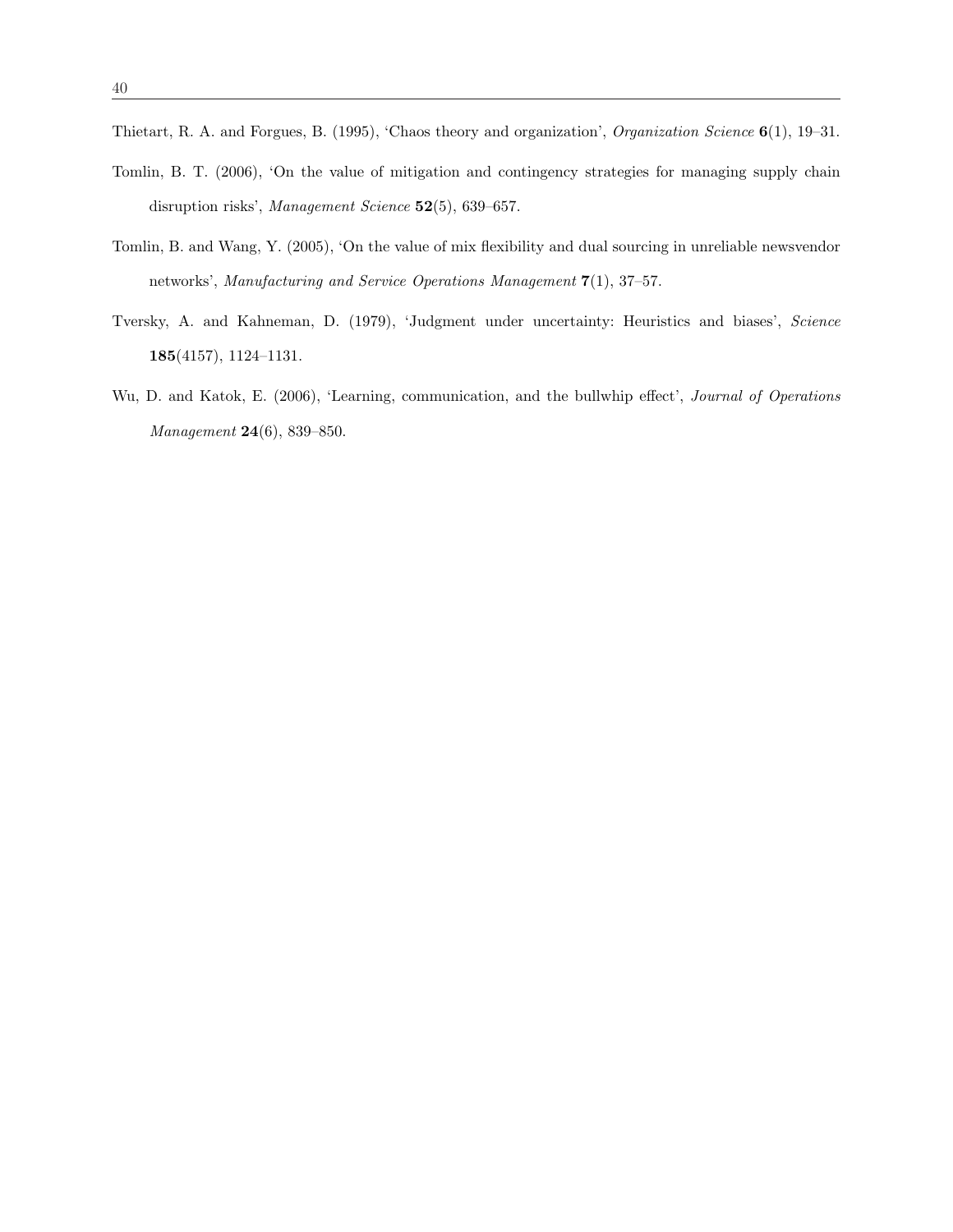Thietart, R. A. and Forgues, B. (1995), 'Chaos theory and organization', *Organization Science* **6**(1), 19–31.

Tomlin, B. T. (2006), 'On the value of mitigation and contingency strategies for managing supply chain disruption risks', *Management Science* **52**(5), 639–657.

Tomlin, B. and Wang, Y. (2005), 'On the value of mix flexibility and dual sourcing in unreliable newsvendor networks', *Manufacturing and Service Operations Management* **7**(1), 37–57.

Tversky, A. and Kahneman, D. (1979), 'Judgment under uncertainty: Heuristics and biases', *Science* **185**(4157), 1124–1131.

Wu, D. and Katok, E. (2006), 'Learning, communication, and the bullwhip effect', *Journal of Operations Management* **24**(6), 839–850.